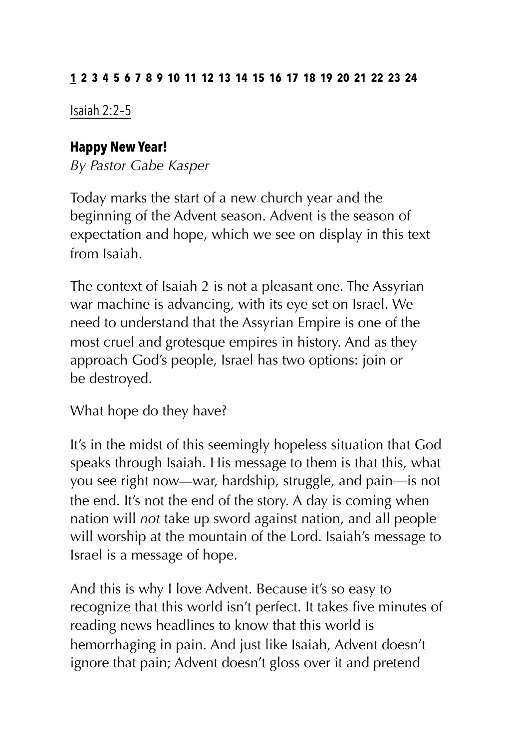**1** 2 3 4 5 6 7 8 9 10 11 12 13 14 15 16 17 18 19 20 21 22 23 24

Isaiah 2:2–5

### Happy New Year!

*By Pastor Gabe Kasper*

Today marks the start of a new church year and the beginning of the Advent season. Advent is the season of expectation and hope, which we see on display in this text from Isaiah.

The context of Isaiah 2 is not a pleasant one. The Assyrian war machine is advancing, with its eye set on Israel. We need to understand that the Assyrian Empire is one of the most cruel and grotesque empires in history. And as they approach God's people, Israel has two options: join or be destroyed.

What hope do they have?

It's in the midst of this seemingly hopeless situation that God speaks through Isaiah. His message to them is that this, what you see right now—war, hardship, struggle, and pain—is not the end. It's not the end of the story. A day is coming when nation will *not* take up sword against nation, and all people will worship at the mountain of the Lord. Isaiah's message to Israel is a message of hope.

And this is why I love Advent. Because it's so easy to recognize that this world isn't perfect. It takes five minutes of reading news headlines to know that this world is hemorrhaging in pain. And just like Isaiah, Advent doesn't ignore that pain; Advent doesn't gloss over it and pretend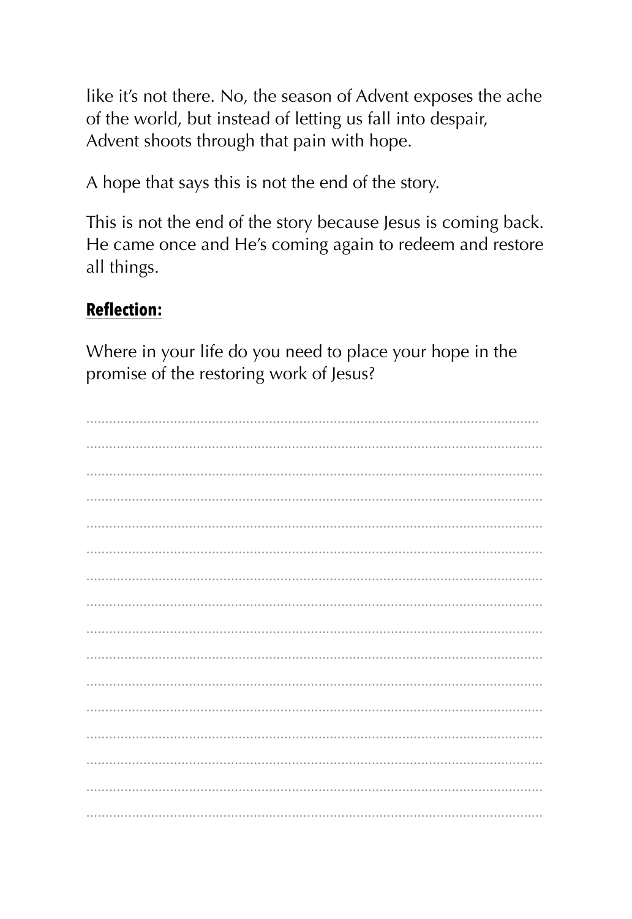like it's not there. No, the season of Advent exposes the ache of the world, but instead of letting us fall into despair, Advent shoots through that pain with hope.

A hope that says this is not the end of the story.

This is not the end of the story because Jesus is coming back. He came once and He's coming again to redeem and restore all things.

**Reflection:**

Where in your life do you need to place your hope in the promise of the restoring work of Jesus?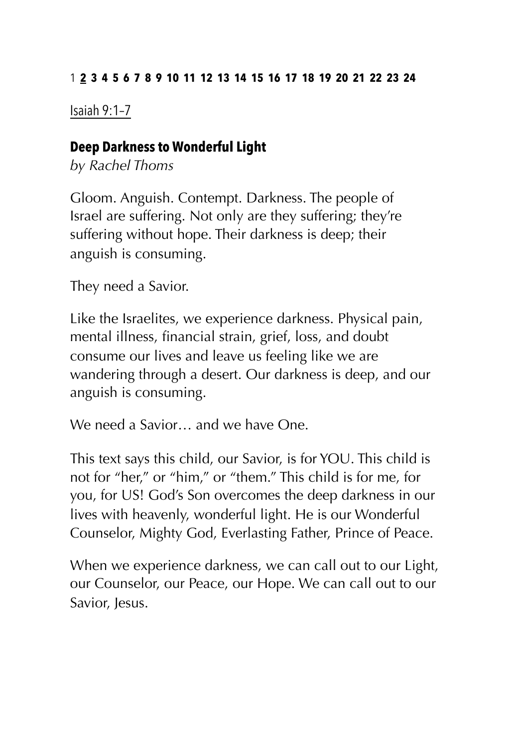1 **2 3 4 5 6 7 8 9 10 11 12 13 14 15 16 17 18 19 20 21 22 23 24**

Isaiah 9:1–7

### Deep Darkness to Wonderful Light

*by Rachel Thoms*

Gloom. Anguish. Contempt. Darkness. The people of Israel are suffering. Not only are they suffering; they're suffering without hope. Their darkness is deep; their anguish is consuming.

They need a Savior.

Like the Israelites, we experience darkness. Physical pain, mental illness, financial strain, grief, loss, and doubt consume our lives and leave us feeling like we are wandering through a desert. Our darkness is deep, and our anguish is consuming.

We need a Savior… and we have One.

This text says this child, our Savior, is for YOU. This child is not for "her," or "him," or "them." This child is for me, for you, for US! God's Son overcomes the deep darkness in our lives with heavenly, wonderful light. He is our Wonderful Counselor, Mighty God, Everlasting Father, Prince of Peace.

When we experience darkness, we can call out to our Light, our Counselor, our Peace, our Hope. We can call out to our Savior, Jesus.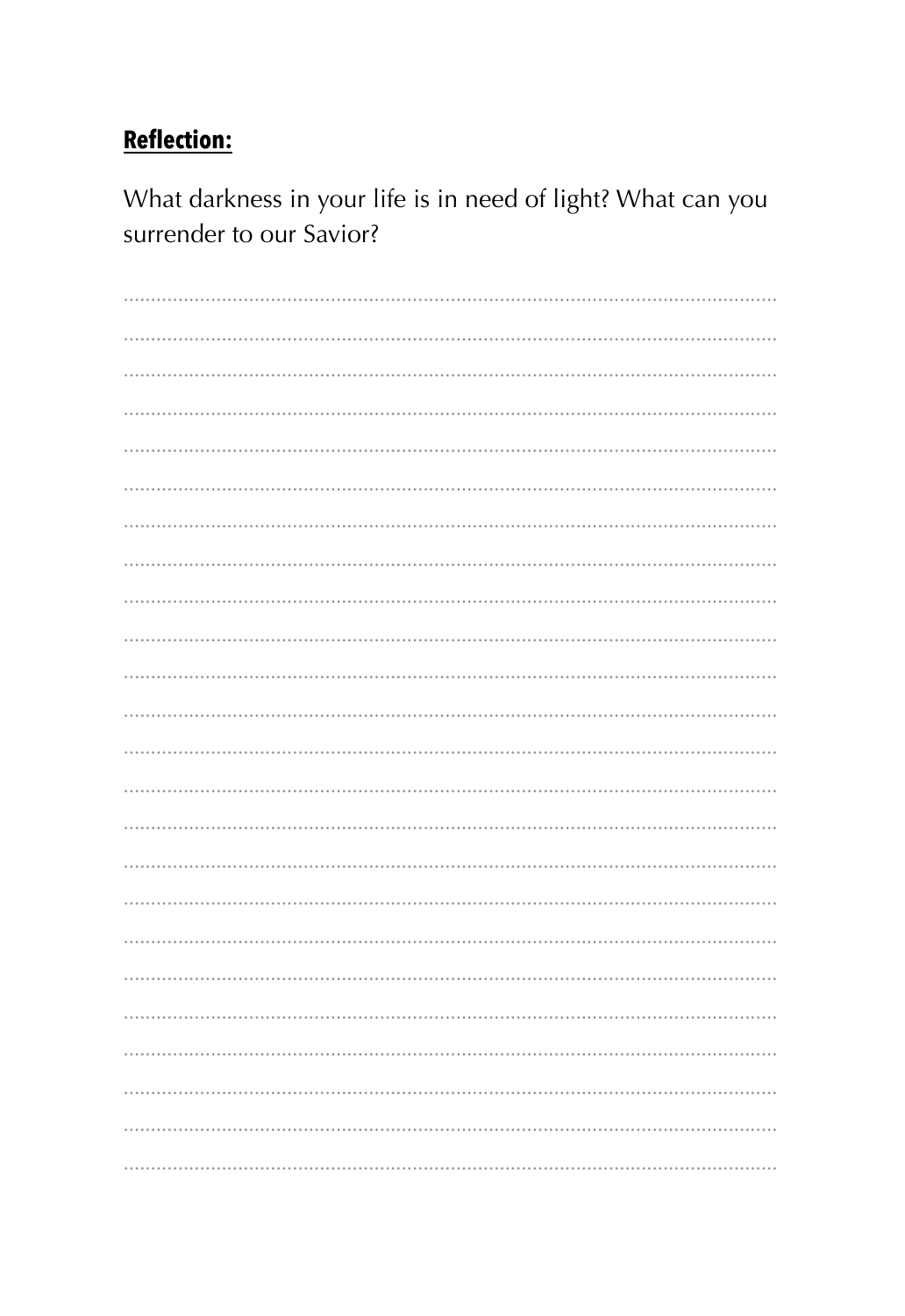**Reflection:**

What darkness in your life is in need of light? What can you surrender to our Savior?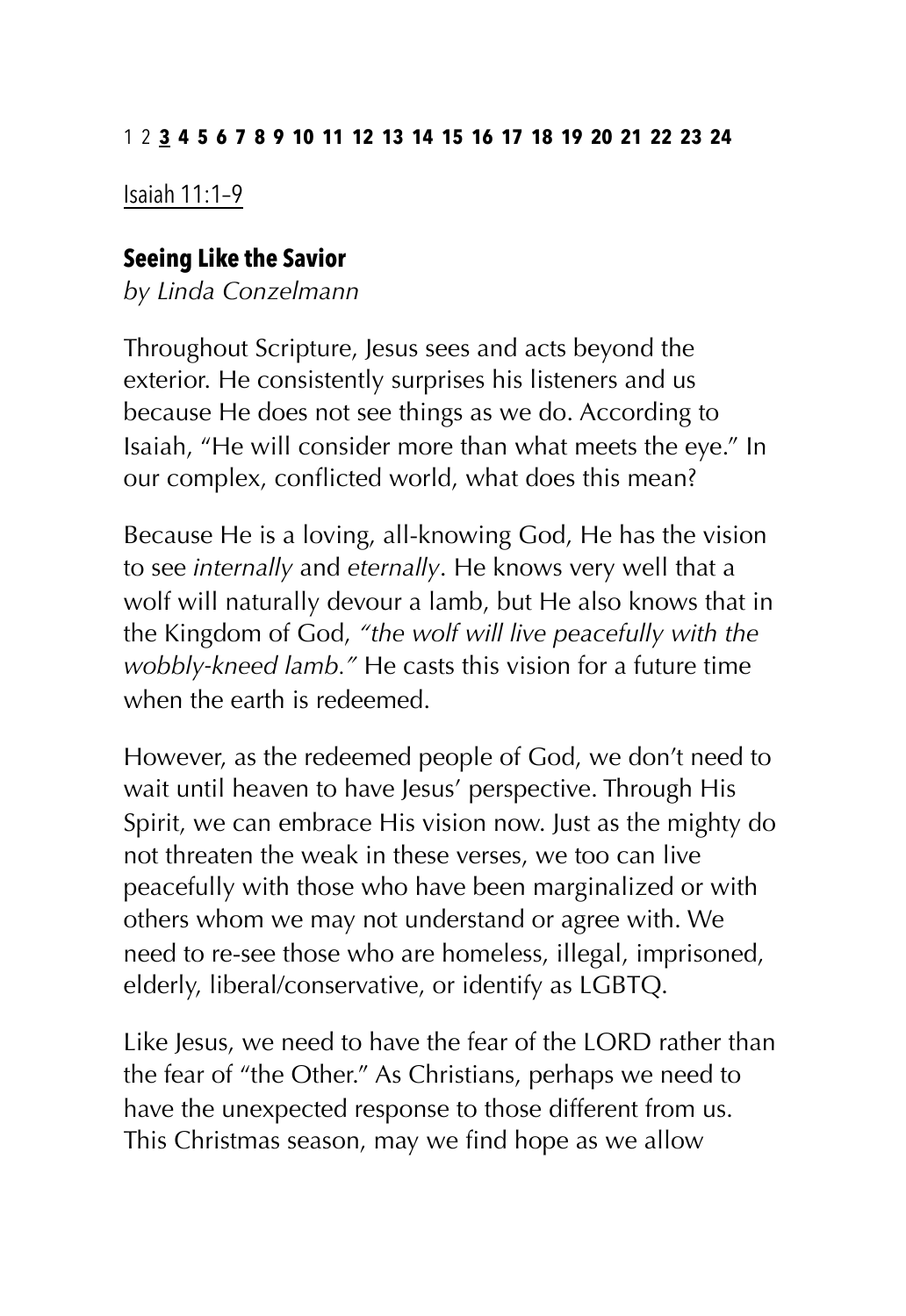1 2 **3** **4** **5** **6** **7** **8** **9** **10** **11** **12** **13** **14** **15** **16** **17** **18** **19** **20** **21** **22** **23** **24**

Isaiah 11:1–9

## Seeing Like the Savior

*by Linda Conzelmann*

Throughout Scripture, Jesus sees and acts beyond the exterior. He consistently surprises his listeners and us because He does not see things as we do. According to Isaiah, "He will consider more than what meets the eye." In our complex, conflicted world, what does this mean?

Because He is a loving, all-knowing God, He has the vision to see *internally* and *eternally*. He knows very well that a wolf will naturally devour a lamb, but He also knows that in the Kingdom of God, *"the wolf will live peacefully with the wobbly-kneed lamb."* He casts this vision for a future time when the earth is redeemed.

However, as the redeemed people of God, we don't need to wait until heaven to have Jesus' perspective. Through His Spirit, we can embrace His vision now. Just as the mighty do not threaten the weak in these verses, we too can live peacefully with those who have been marginalized or with others whom we may not understand or agree with. We need to re-see those who are homeless, illegal, imprisoned, elderly, liberal/conservative, or identify as LGBTQ.

Like Jesus, we need to have the fear of the LORD rather than the fear of "the Other." As Christians, perhaps we need to have the unexpected response to those different from us. This Christmas season, may we find hope as we allow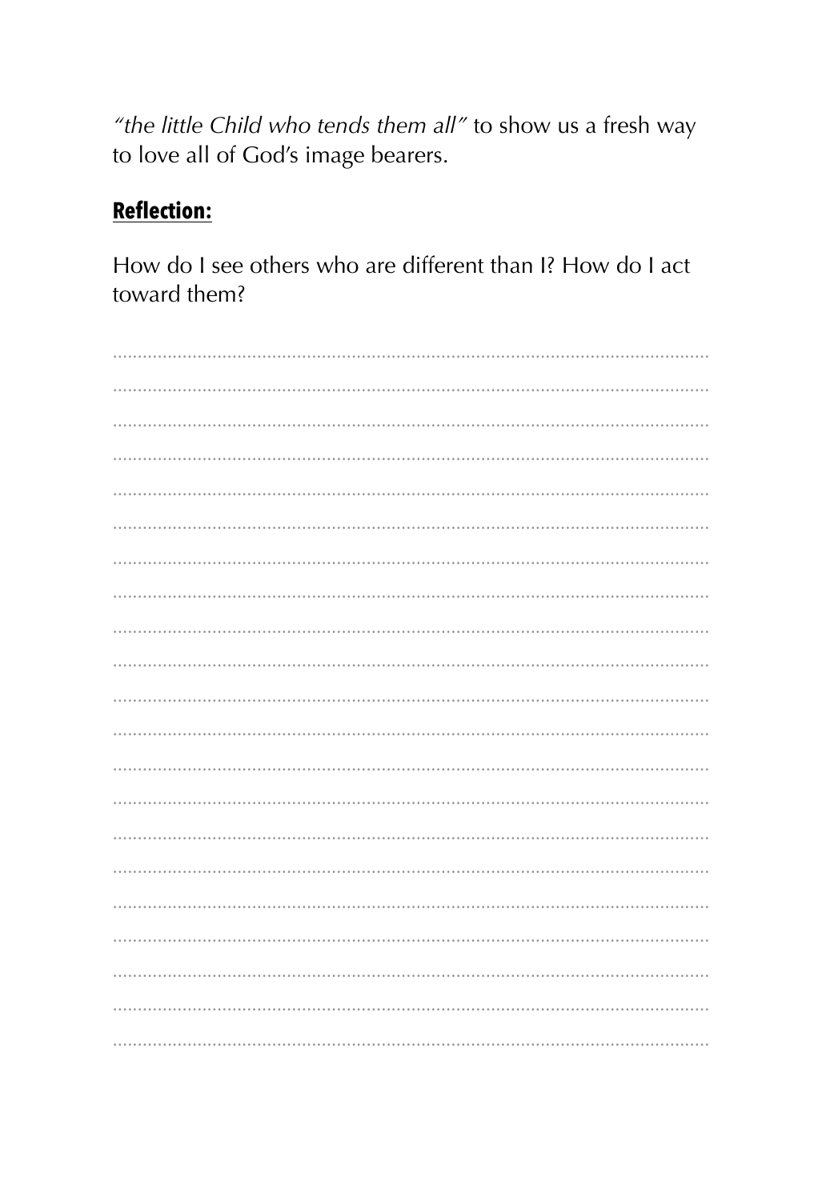*"the little Child who tends them all"* to show us a fresh way to love all of God's image bearers.

**Reflection:**

How do I see others who are different than I? How do I act toward them?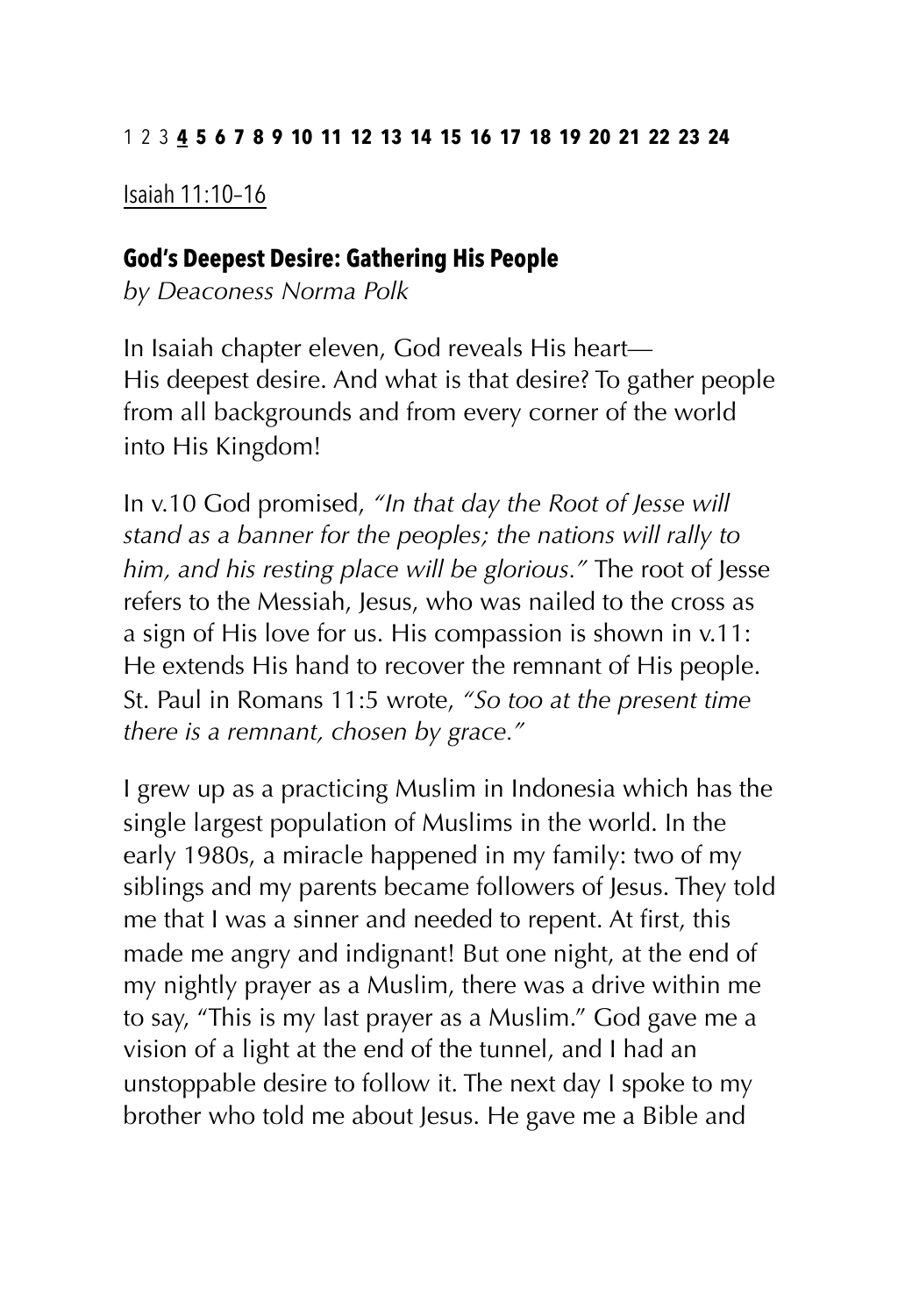1 2 3 **4** **5** **6** **7** **8** **9** **10** **11** **12** **13** **14** **15** **16** **17** **18** **19** **20** **21** **22** **23** **24**

Isaiah 11:10–16

## God's Deepest Desire: Gathering His People

*by Deaconess Norma Polk*

In Isaiah chapter eleven, God reveals His heart—His deepest desire. And what is that desire? To gather people from all backgrounds and from every corner of the world into His Kingdom!

In v.10 God promised, *"In that day the Root of Jesse will stand as a banner for the peoples; the nations will rally to him, and his resting place will be glorious."* The root of Jesse refers to the Messiah, Jesus, who was nailed to the cross as a sign of His love for us. His compassion is shown in v.11: He extends His hand to recover the remnant of His people. St. Paul in Romans 11:5 wrote, *"So too at the present time there is a remnant, chosen by grace."*

I grew up as a practicing Muslim in Indonesia which has the single largest population of Muslims in the world. In the early 1980s, a miracle happened in my family: two of my siblings and my parents became followers of Jesus. They told me that I was a sinner and needed to repent. At first, this made me angry and indignant! But one night, at the end of my nightly prayer as a Muslim, there was a drive within me to say, "This is my last prayer as a Muslim." God gave me a vision of a light at the end of the tunnel, and I had an unstoppable desire to follow it. The next day I spoke to my brother who told me about Jesus. He gave me a Bible and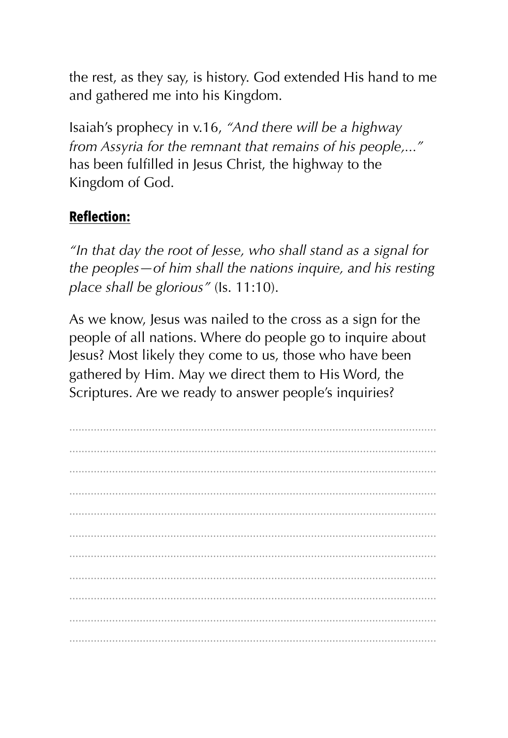the rest, as they say, is history. God extended His hand to me and gathered me into his Kingdom.

Isaiah's prophecy in v.16, *"And there will be a highway from Assyria for the remnant that remains of his people,..."* has been fulfilled in Jesus Christ, the highway to the Kingdom of God.

**Reflection:**

*"In that day the root of Jesse, who shall stand as a signal for the peoples—of him shall the nations inquire, and his resting place shall be glorious"* (Is. 11:10).

As we know, Jesus was nailed to the cross as a sign for the people of all nations. Where do people go to inquire about Jesus? Most likely they come to us, those who have been gathered by Him. May we direct them to His Word, the Scriptures. Are we ready to answer people's inquiries?

.......................................................................................................................

.......................................................................................................................

.......................................................................................................................

.......................................................................................................................

.......................................................................................................................

.......................................................................................................................

.......................................................................................................................

.......................................................................................................................

.......................................................................................................................

.......................................................................................................................

.......................................................................................................................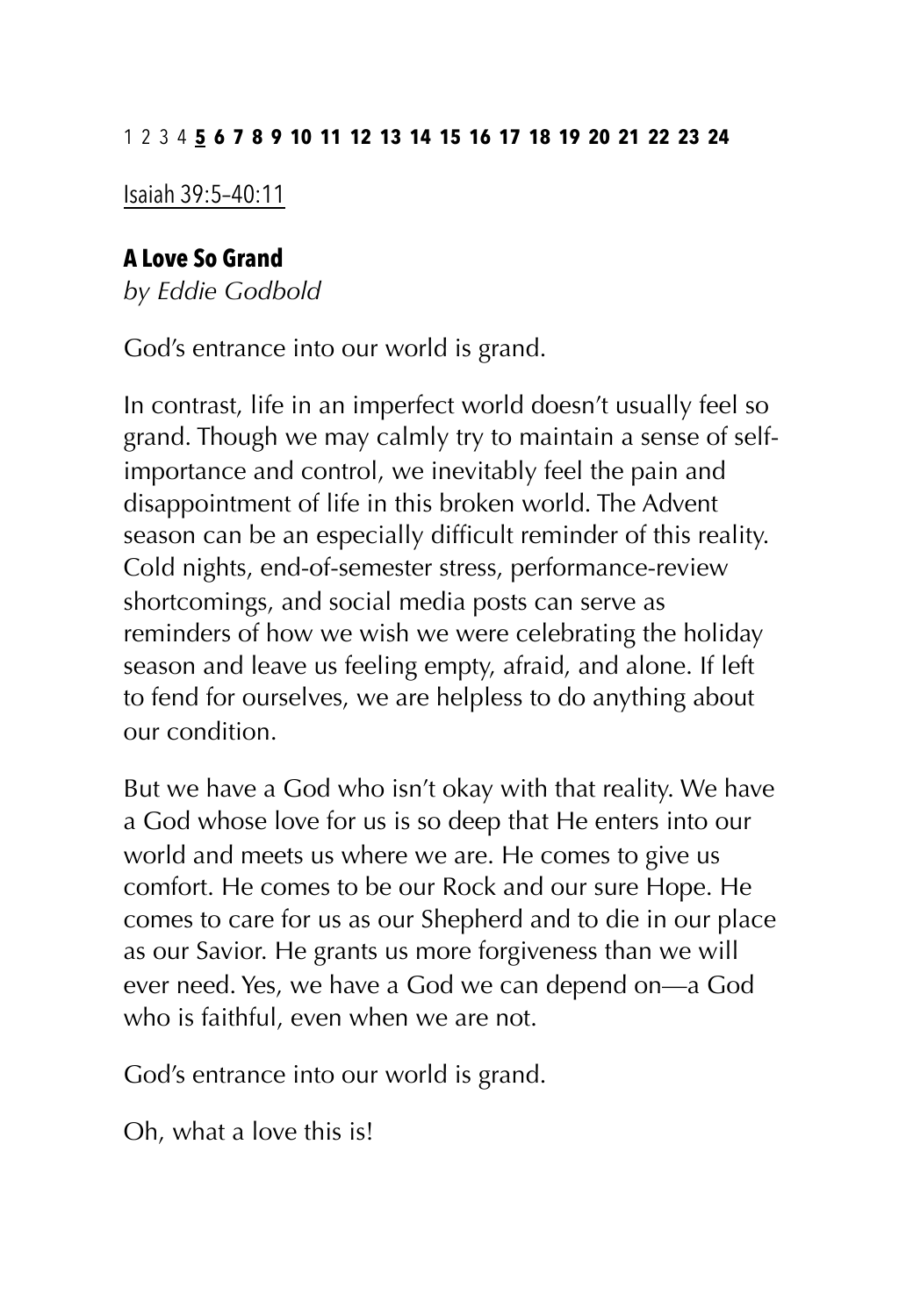1 2 3 4 **5** **6** **7** **8** **9** **10** **11** **12** **13** **14** **15** **16** **17** **18** **19** **20** **21** **22** **23** **24**

Isaiah 39:5–40:11

### A Love So Grand

*by Eddie Godbold*

God's entrance into our world is grand.

In contrast, life in an imperfect world doesn't usually feel so grand. Though we may calmly try to maintain a sense of self-importance and control, we inevitably feel the pain and disappointment of life in this broken world. The Advent season can be an especially difficult reminder of this reality. Cold nights, end-of-semester stress, performance-review shortcomings, and social media posts can serve as reminders of how we wish we were celebrating the holiday season and leave us feeling empty, afraid, and alone. If left to fend for ourselves, we are helpless to do anything about our condition.

But we have a God who isn't okay with that reality. We have a God whose love for us is so deep that He enters into our world and meets us where we are. He comes to give us comfort. He comes to be our Rock and our sure Hope. He comes to care for us as our Shepherd and to die in our place as our Savior. He grants us more forgiveness than we will ever need. Yes, we have a God we can depend on—a God who is faithful, even when we are not.

God's entrance into our world is grand.

Oh, what a love this is!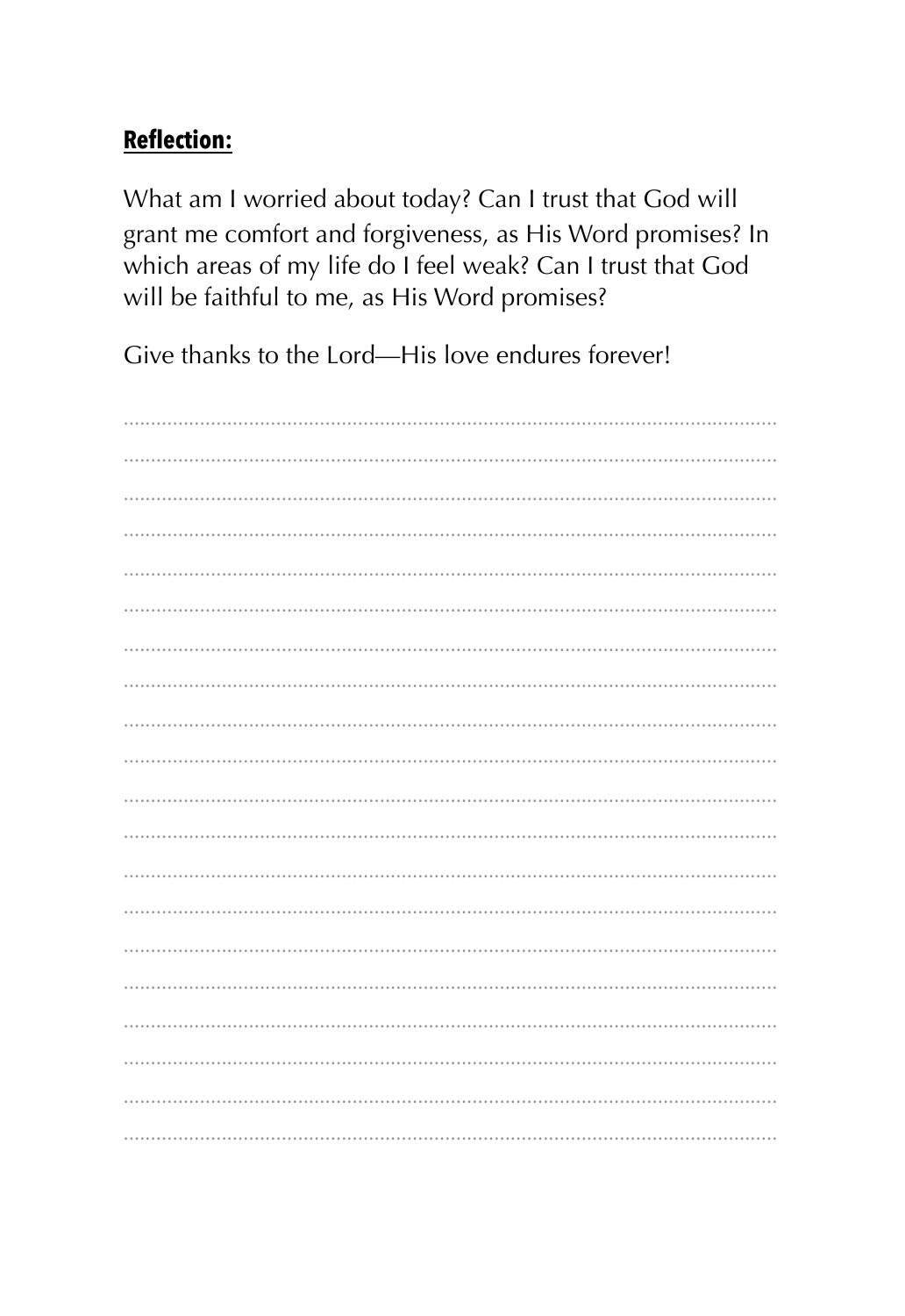**Reflection:**

What am I worried about today? Can I trust that God will grant me comfort and forgiveness, as His Word promises? In which areas of my life do I feel weak? Can I trust that God will be faithful to me, as His Word promises?

Give thanks to the Lord—His love endures forever!

........................................................................................................................

........................................................................................................................

........................................................................................................................

........................................................................................................................

........................................................................................................................

........................................................................................................................

........................................................................................................................

........................................................................................................................

........................................................................................................................

........................................................................................................................

........................................................................................................................

........................................................................................................................

........................................................................................................................

........................................................................................................................

........................................................................................................................

........................................................................................................................

........................................................................................................................

........................................................................................................................

........................................................................................................................

........................................................................................................................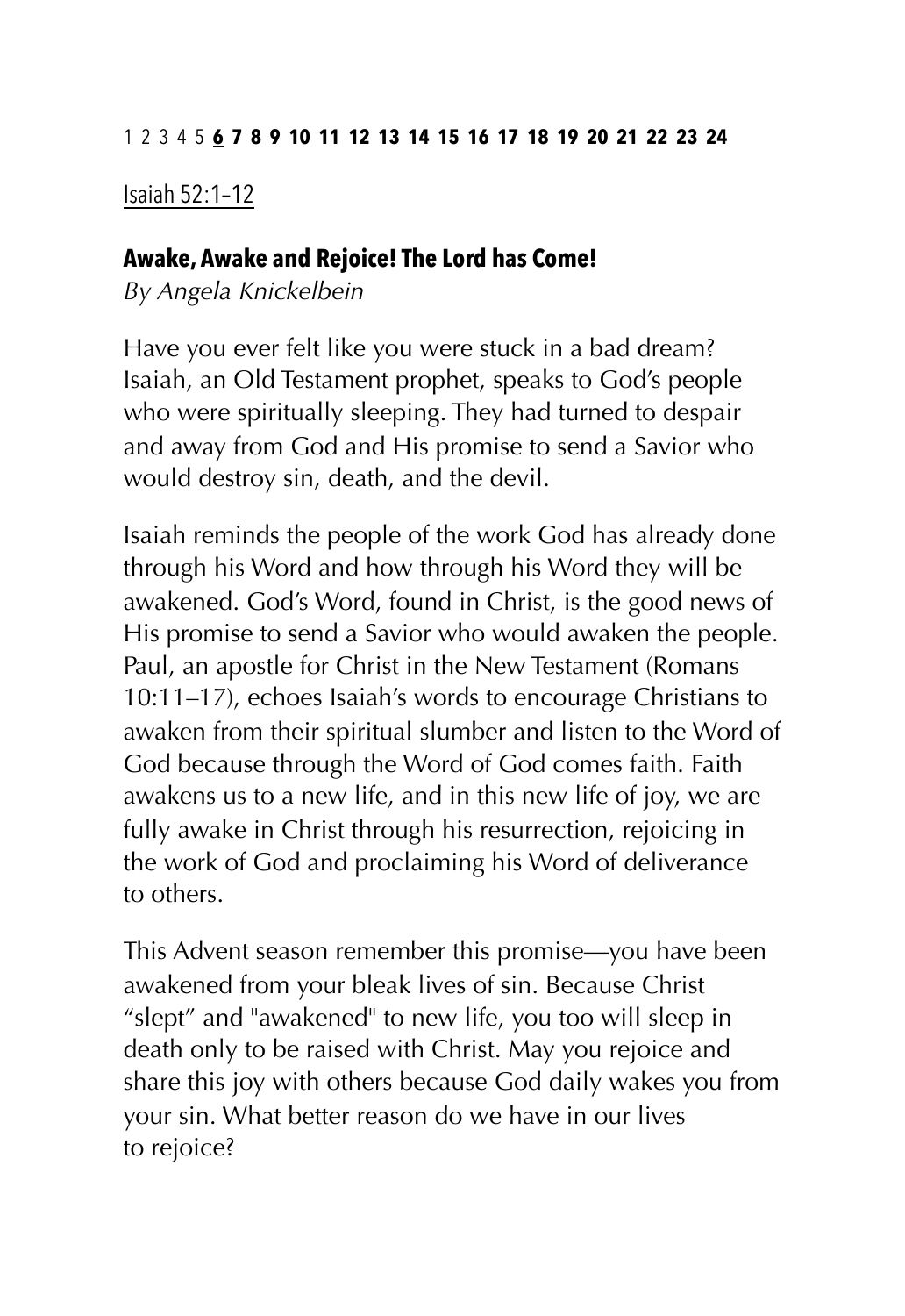1 2 3 4 5 **6** **7** **8** **9** **10** **11** **12** **13** **14** **15** **16** **17** **18** **19** **20** **21** **22** **23** **24**

Isaiah 52:1–12

**Awake, Awake and Rejoice! The Lord has Come!**
*By Angela Knickelbein*

Have you ever felt like you were stuck in a bad dream? Isaiah, an Old Testament prophet, speaks to God's people who were spiritually sleeping. They had turned to despair and away from God and His promise to send a Savior who would destroy sin, death, and the devil.

Isaiah reminds the people of the work God has already done through his Word and how through his Word they will be awakened. God's Word, found in Christ, is the good news of His promise to send a Savior who would awaken the people. Paul, an apostle for Christ in the New Testament (Romans 10:11–17), echoes Isaiah's words to encourage Christians to awaken from their spiritual slumber and listen to the Word of God because through the Word of God comes faith. Faith awakens us to a new life, and in this new life of joy, we are fully awake in Christ through his resurrection, rejoicing in the work of God and proclaiming his Word of deliverance to others.

This Advent season remember this promise—you have been awakened from your bleak lives of sin. Because Christ "slept" and "awakened" to new life, you too will sleep in death only to be raised with Christ. May you rejoice and share this joy with others because God daily wakes you from your sin. What better reason do we have in our lives to rejoice?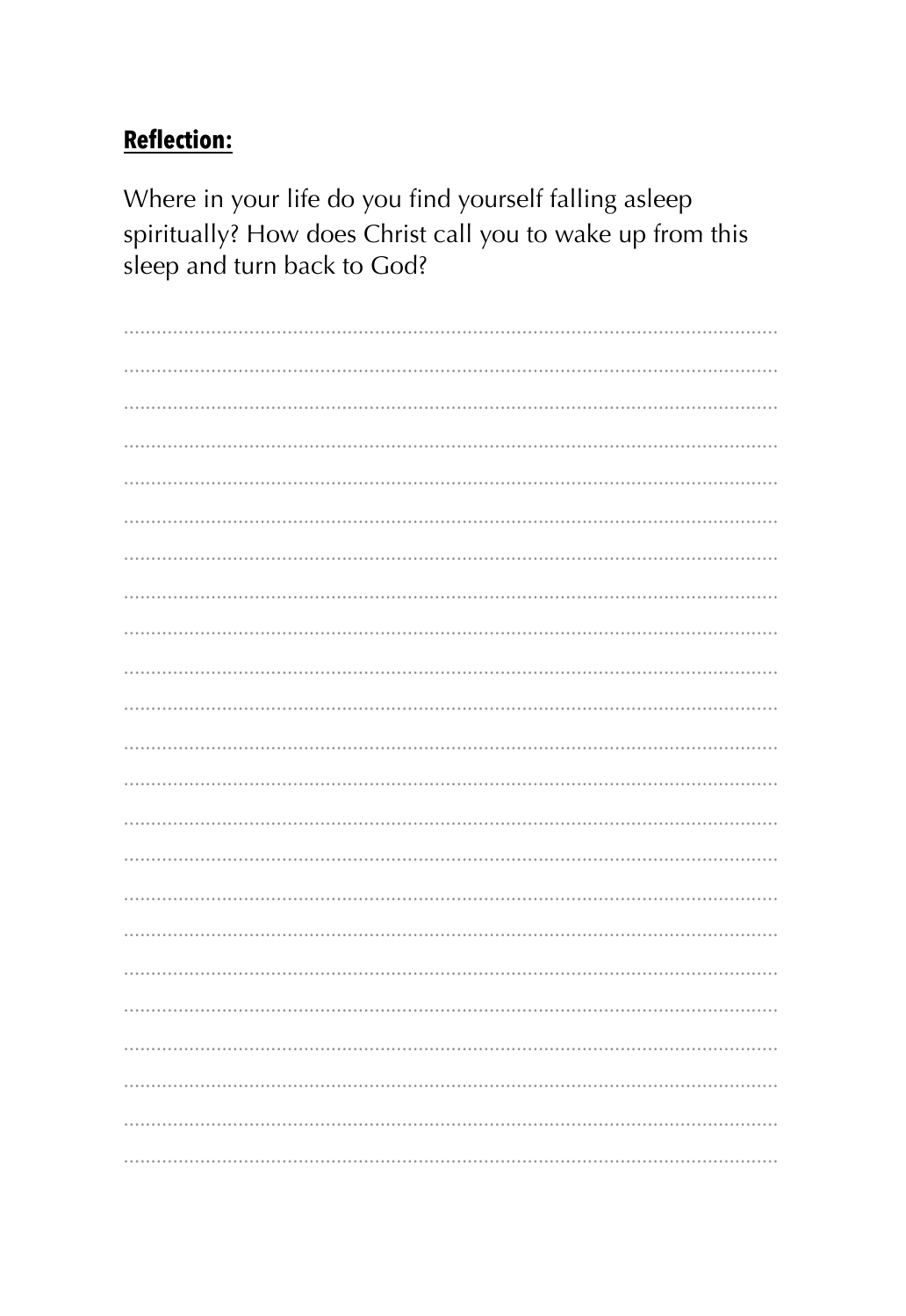**Reflection:**

Where in your life do you find yourself falling asleep spiritually? How does Christ call you to wake up from this sleep and turn back to God?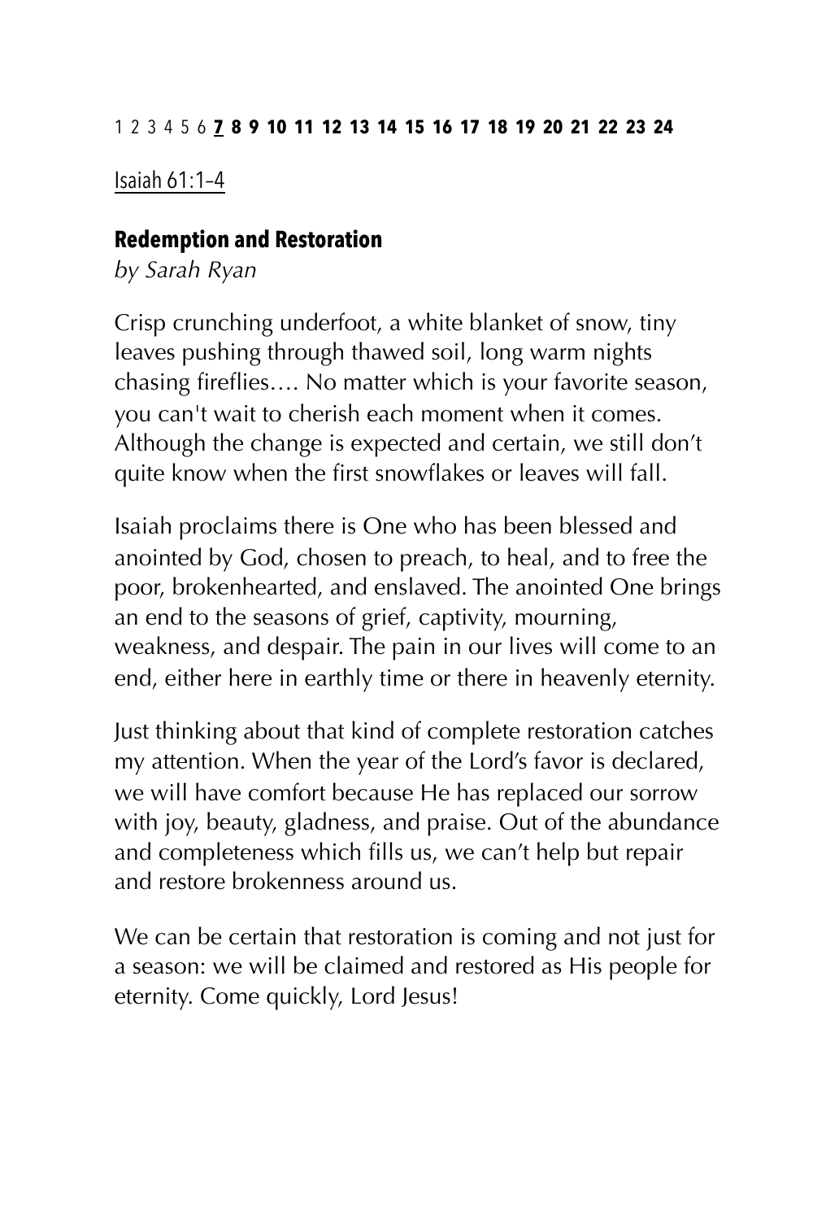1 2 3 4 5 6 **7** **8** **9** **10** **11** **12** **13** **14** **15** **16** **17** **18** **19** **20** **21** **22** **23** **24**

Isaiah 61:1–4

### Redemption and Restoration

*by Sarah Ryan*

Crisp crunching underfoot, a white blanket of snow, tiny leaves pushing through thawed soil, long warm nights chasing fireflies…. No matter which is your favorite season, you can't wait to cherish each moment when it comes. Although the change is expected and certain, we still don't quite know when the first snowflakes or leaves will fall.

Isaiah proclaims there is One who has been blessed and anointed by God, chosen to preach, to heal, and to free the poor, brokenhearted, and enslaved. The anointed One brings an end to the seasons of grief, captivity, mourning, weakness, and despair. The pain in our lives will come to an end, either here in earthly time or there in heavenly eternity.

Just thinking about that kind of complete restoration catches my attention. When the year of the Lord's favor is declared, we will have comfort because He has replaced our sorrow with joy, beauty, gladness, and praise. Out of the abundance and completeness which fills us, we can't help but repair and restore brokenness around us.

We can be certain that restoration is coming and not just for a season: we will be claimed and restored as His people for eternity. Come quickly, Lord Jesus!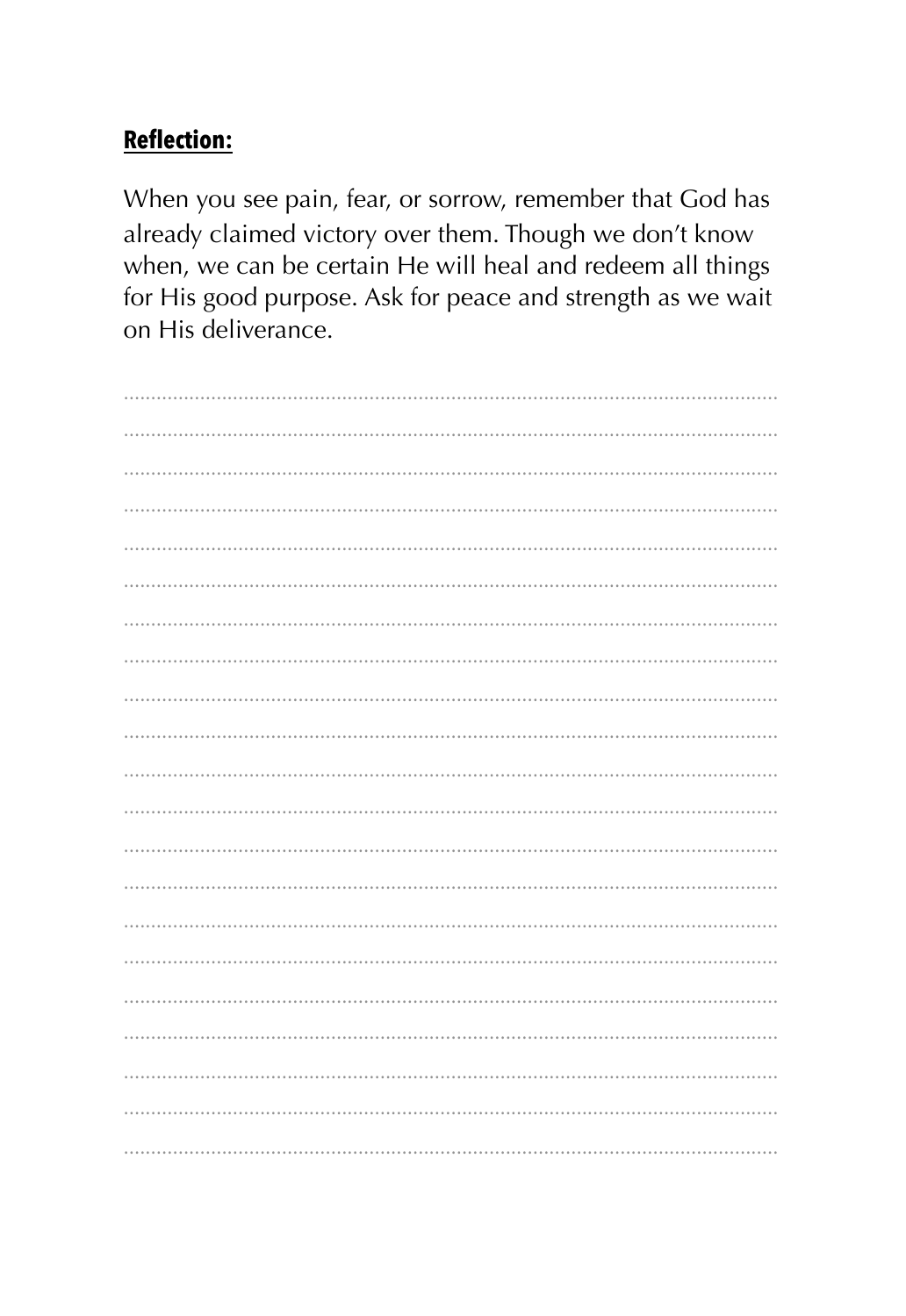**Reflection:**

When you see pain, fear, or sorrow, remember that God has already claimed victory over them. Though we don't know when, we can be certain He will heal and redeem all things for His good purpose. Ask for peace and strength as we wait on His deliverance.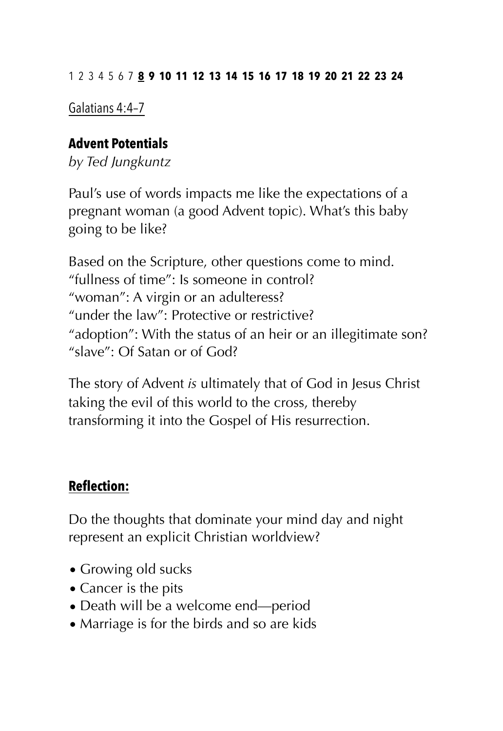1 2 3 4 5 6 7 **8** **9** **10** **11** **12** **13** **14** **15** **16** **17** **18** **19** **20** **21** **22** **23** **24**

Galatians 4:4–7

## Advent Potentials

*by Ted Jungkuntz*

Paul's use of words impacts me like the expectations of a pregnant woman (a good Advent topic). What's this baby going to be like?

Based on the Scripture, other questions come to mind.
"fullness of time": Is someone in control?
"woman": A virgin or an adulteress?
"under the law": Protective or restrictive?
"adoption": With the status of an heir or an illegitimate son?
"slave": Of Satan or of God?

The story of Advent *is* ultimately that of God in Jesus Christ taking the evil of this world to the cross, thereby transforming it into the Gospel of His resurrection.

## Reflection:

Do the thoughts that dominate your mind day and night represent an explicit Christian worldview?

- Growing old sucks
- Cancer is the pits
- Death will be a welcome end—period
- Marriage is for the birds and so are kids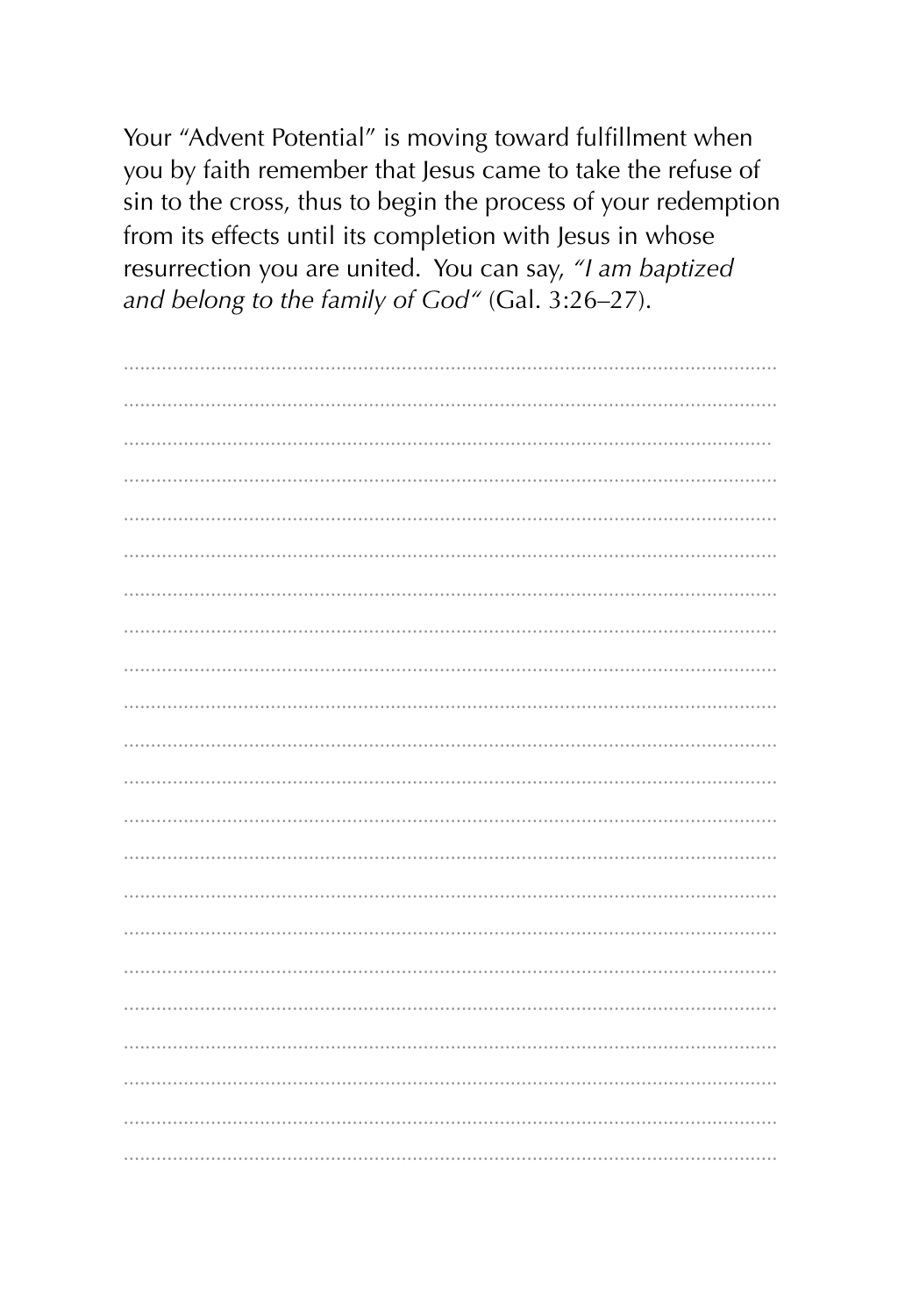Your "Advent Potential" is moving toward fulfillment when you by faith remember that Jesus came to take the refuse of sin to the cross, thus to begin the process of your redemption from its effects until its completion with Jesus in whose resurrection you are united. You can say, *"I am baptized and belong to the family of God"* (Gal. 3:26–27).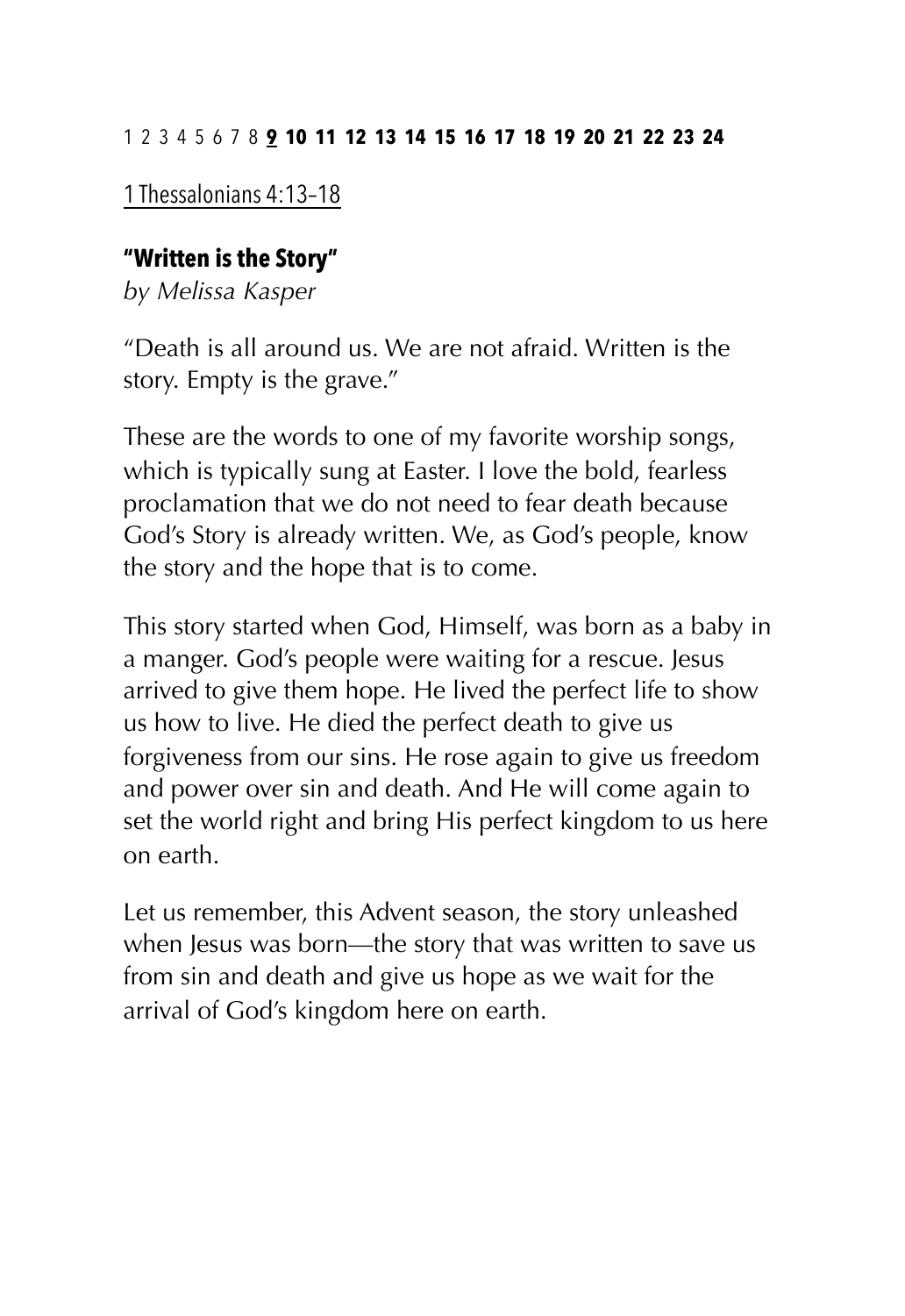1 2 3 4 5 6 7 8 **9** **10** **11** **12** **13** **14** **15** **16** **17** **18** **19** **20** **21** **22** **23** **24**

1 Thessalonians 4:13–18

### "Written is the Story"

*by Melissa Kasper*

"Death is all around us. We are not afraid. Written is the story. Empty is the grave."

These are the words to one of my favorite worship songs, which is typically sung at Easter. I love the bold, fearless proclamation that we do not need to fear death because God's Story is already written. We, as God's people, know the story and the hope that is to come.

This story started when God, Himself, was born as a baby in a manger. God's people were waiting for a rescue. Jesus arrived to give them hope. He lived the perfect life to show us how to live. He died the perfect death to give us forgiveness from our sins. He rose again to give us freedom and power over sin and death. And He will come again to set the world right and bring His perfect kingdom to us here on earth.

Let us remember, this Advent season, the story unleashed when Jesus was born—the story that was written to save us from sin and death and give us hope as we wait for the arrival of God's kingdom here on earth.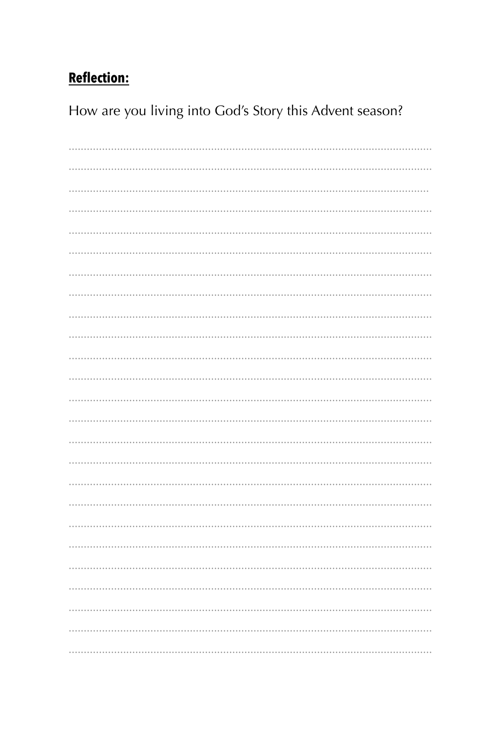**Reflection:**

How are you living into God's Story this Advent season?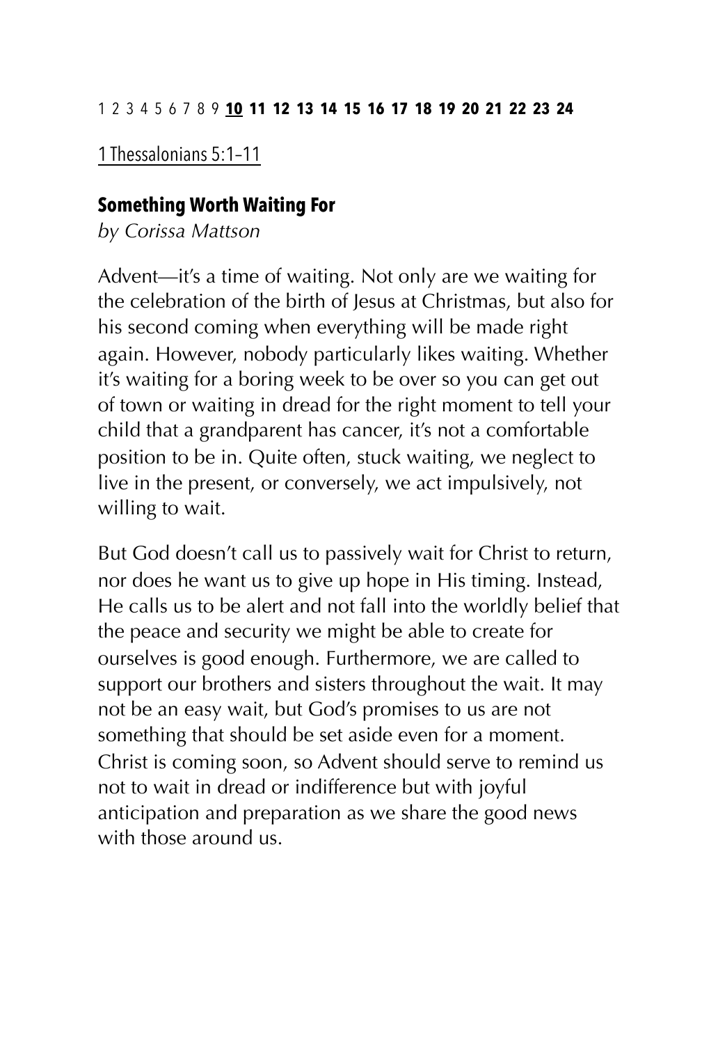1 2 3 4 5 6 7 8 9 **10** **11** **12** **13** **14** **15** **16** **17** **18** **19** **20** **21** **22** **23** **24**

1 Thessalonians 5:1–11

## Something Worth Waiting For

*by Corissa Mattson*

Advent—it's a time of waiting. Not only are we waiting for the celebration of the birth of Jesus at Christmas, but also for his second coming when everything will be made right again. However, nobody particularly likes waiting. Whether it's waiting for a boring week to be over so you can get out of town or waiting in dread for the right moment to tell your child that a grandparent has cancer, it's not a comfortable position to be in. Quite often, stuck waiting, we neglect to live in the present, or conversely, we act impulsively, not willing to wait.

But God doesn't call us to passively wait for Christ to return, nor does he want us to give up hope in His timing. Instead, He calls us to be alert and not fall into the worldly belief that the peace and security we might be able to create for ourselves is good enough. Furthermore, we are called to support our brothers and sisters throughout the wait. It may not be an easy wait, but God's promises to us are not something that should be set aside even for a moment. Christ is coming soon, so Advent should serve to remind us not to wait in dread or indifference but with joyful anticipation and preparation as we share the good news with those around us.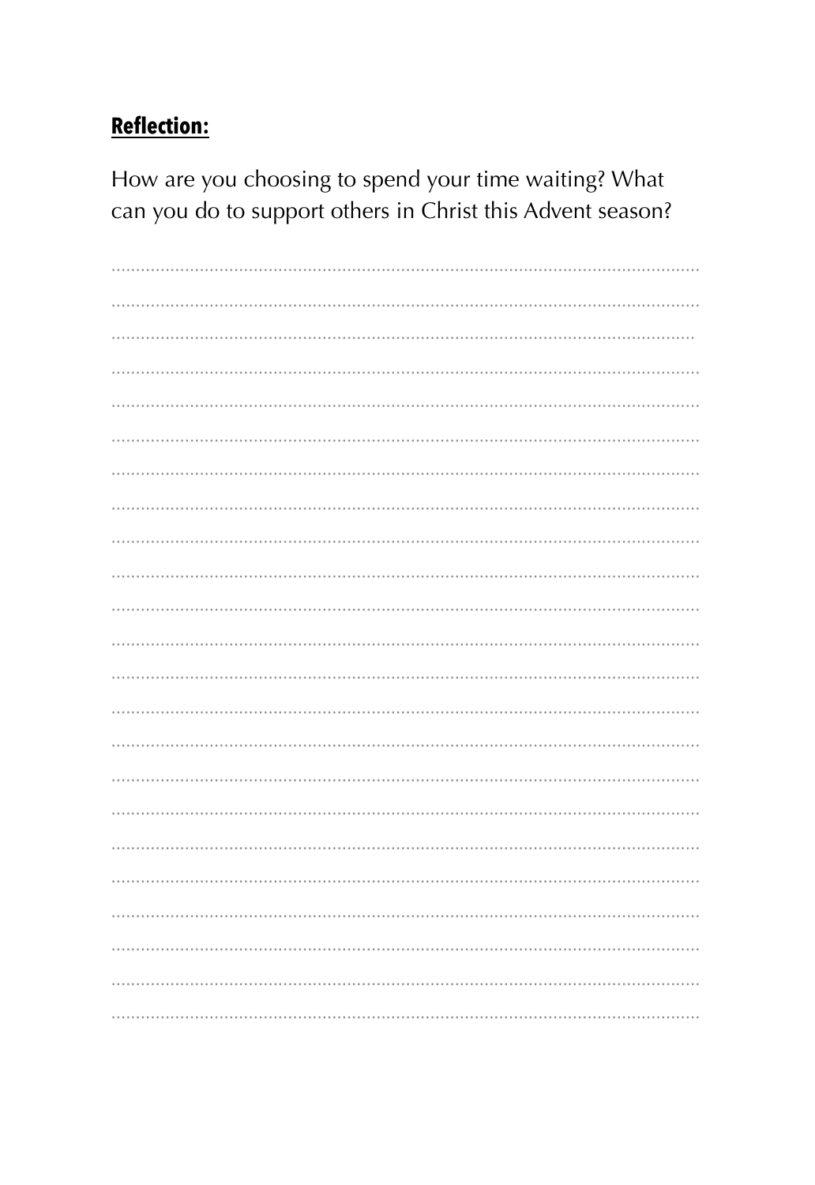**Reflection:**

How are you choosing to spend your time waiting? What can you do to support others in Christ this Advent season?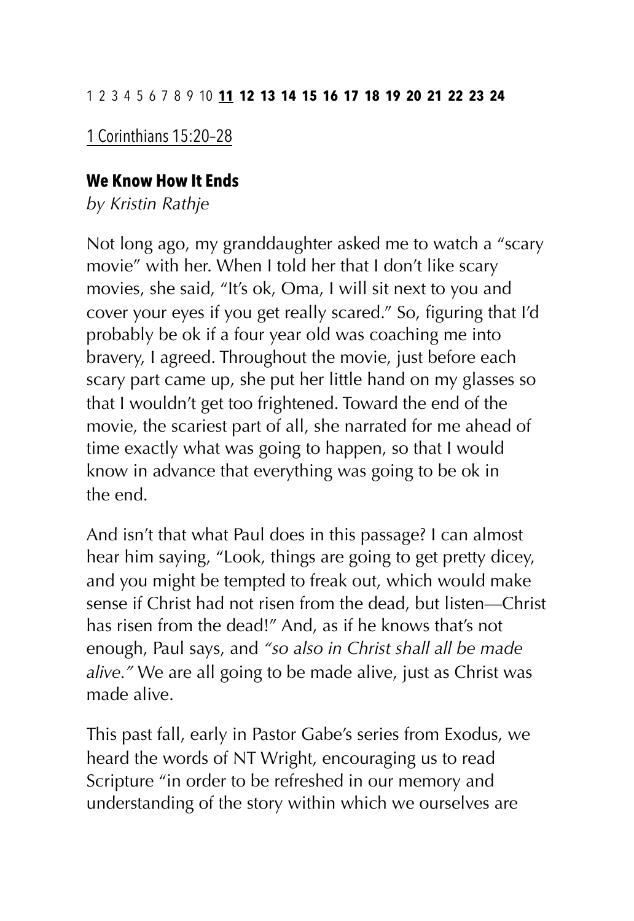1 2 3 4 5 6 7 8 9 10 **11** **12** **13** **14** **15** **16** **17** **18** **19** **20** **21** **22** **23** **24**

1 Corinthians 15:20–28

## We Know How It Ends

*by Kristin Rathje*

Not long ago, my granddaughter asked me to watch a "scary movie" with her. When I told her that I don't like scary movies, she said, "It's ok, Oma, I will sit next to you and cover your eyes if you get really scared." So, figuring that I'd probably be ok if a four year old was coaching me into bravery, I agreed. Throughout the movie, just before each scary part came up, she put her little hand on my glasses so that I wouldn't get too frightened. Toward the end of the movie, the scariest part of all, she narrated for me ahead of time exactly what was going to happen, so that I would know in advance that everything was going to be ok in the end.

And isn't that what Paul does in this passage? I can almost hear him saying, "Look, things are going to get pretty dicey, and you might be tempted to freak out, which would make sense if Christ had not risen from the dead, but listen—Christ has risen from the dead!" And, as if he knows that's not enough, Paul says, and *"so also in Christ shall all be made alive."* We are all going to be made alive, just as Christ was made alive.

This past fall, early in Pastor Gabe's series from Exodus, we heard the words of NT Wright, encouraging us to read Scripture "in order to be refreshed in our memory and understanding of the story within which we ourselves are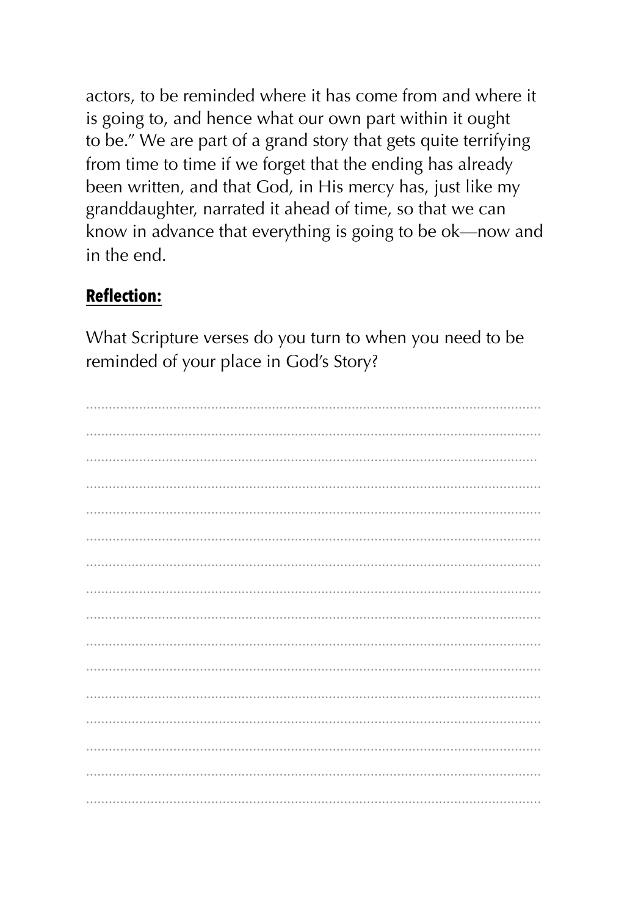actors, to be reminded where it has come from and where it is going to, and hence what our own part within it ought to be." We are part of a grand story that gets quite terrifying from time to time if we forget that the ending has already been written, and that God, in His mercy has, just like my granddaughter, narrated it ahead of time, so that we can know in advance that everything is going to be ok—now and in the end.

**Reflection:**

What Scripture verses do you turn to when you need to be reminded of your place in God's Story?

........................................................................................................................

........................................................................................................................

........................................................................................................................

........................................................................................................................

........................................................................................................................

........................................................................................................................

........................................................................................................................

........................................................................................................................

........................................................................................................................

........................................................................................................................

........................................................................................................................

........................................................................................................................

........................................................................................................................

........................................................................................................................

........................................................................................................................

........................................................................................................................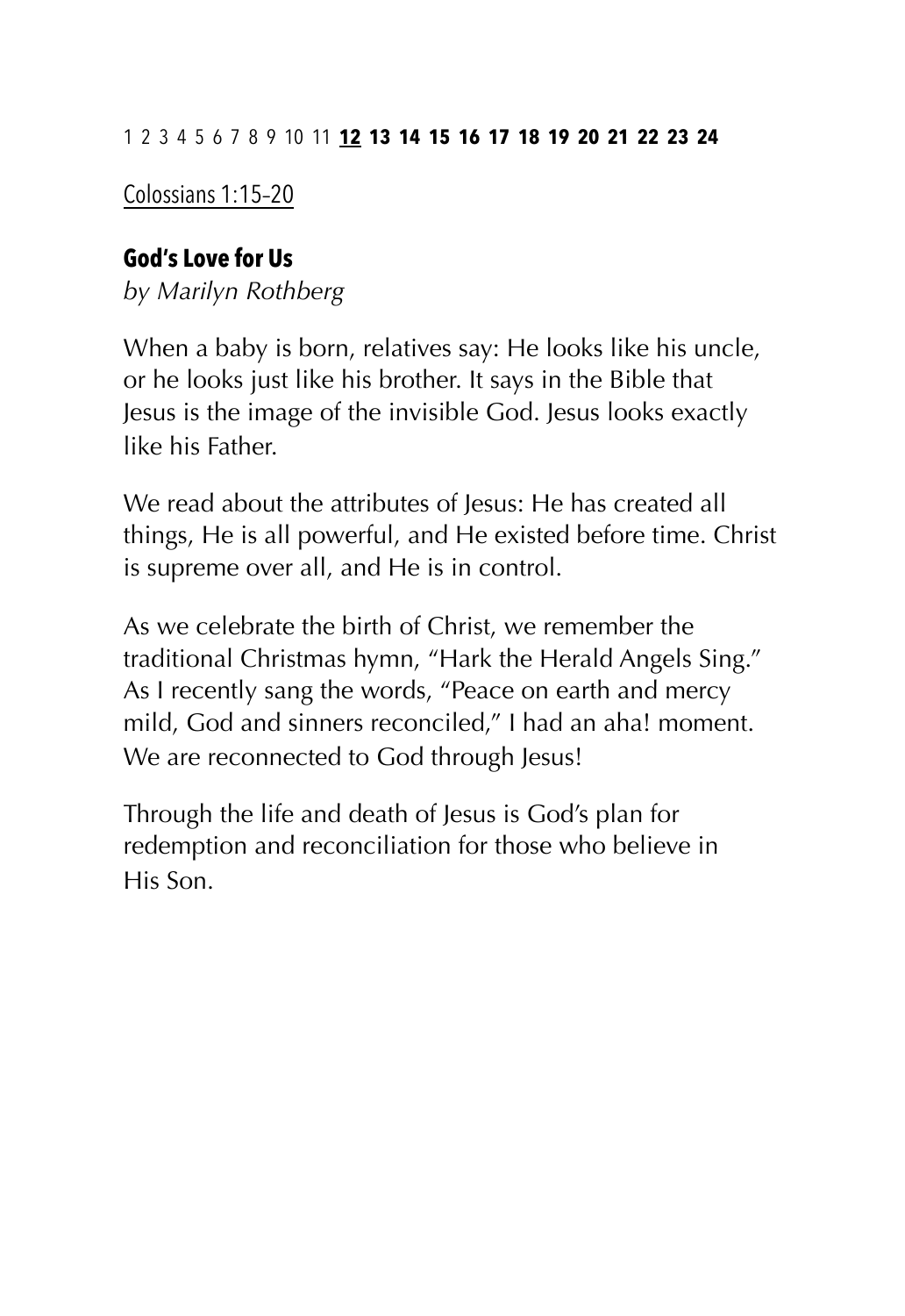1 2 3 4 5 6 7 8 9 10 11 **12** **13** **14** **15** **16** **17** **18** **19** **20** **21** **22** **23** **24**

Colossians 1:15–20

## God's Love for Us

*by Marilyn Rothberg*

When a baby is born, relatives say: He looks like his uncle, or he looks just like his brother. It says in the Bible that Jesus is the image of the invisible God. Jesus looks exactly like his Father.

We read about the attributes of Jesus: He has created all things, He is all powerful, and He existed before time. Christ is supreme over all, and He is in control.

As we celebrate the birth of Christ, we remember the traditional Christmas hymn, "Hark the Herald Angels Sing." As I recently sang the words, "Peace on earth and mercy mild, God and sinners reconciled," I had an aha! moment. We are reconnected to God through Jesus!

Through the life and death of Jesus is God's plan for redemption and reconciliation for those who believe in His Son.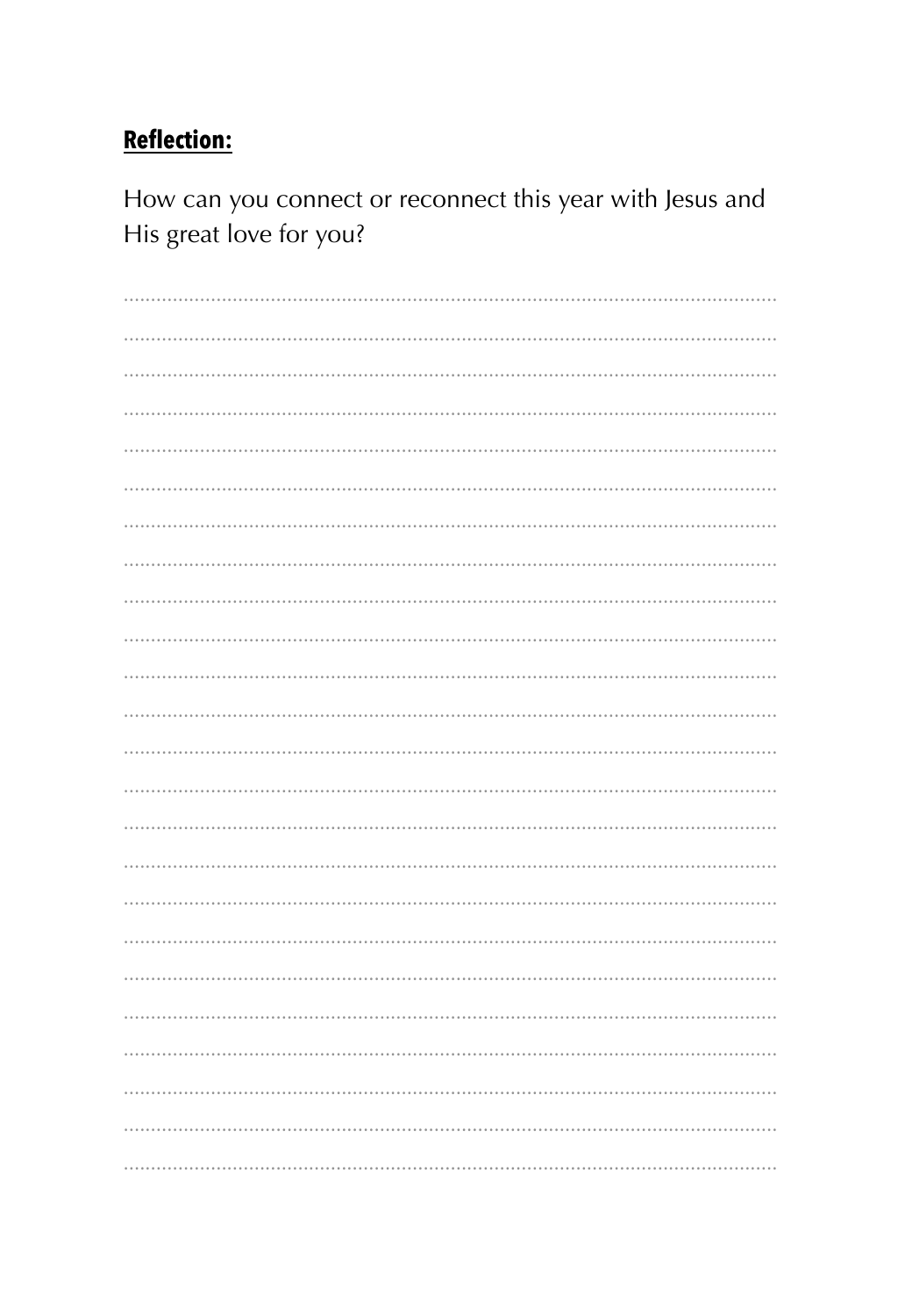**Reflection:**

How can you connect or reconnect this year with Jesus and His great love for you?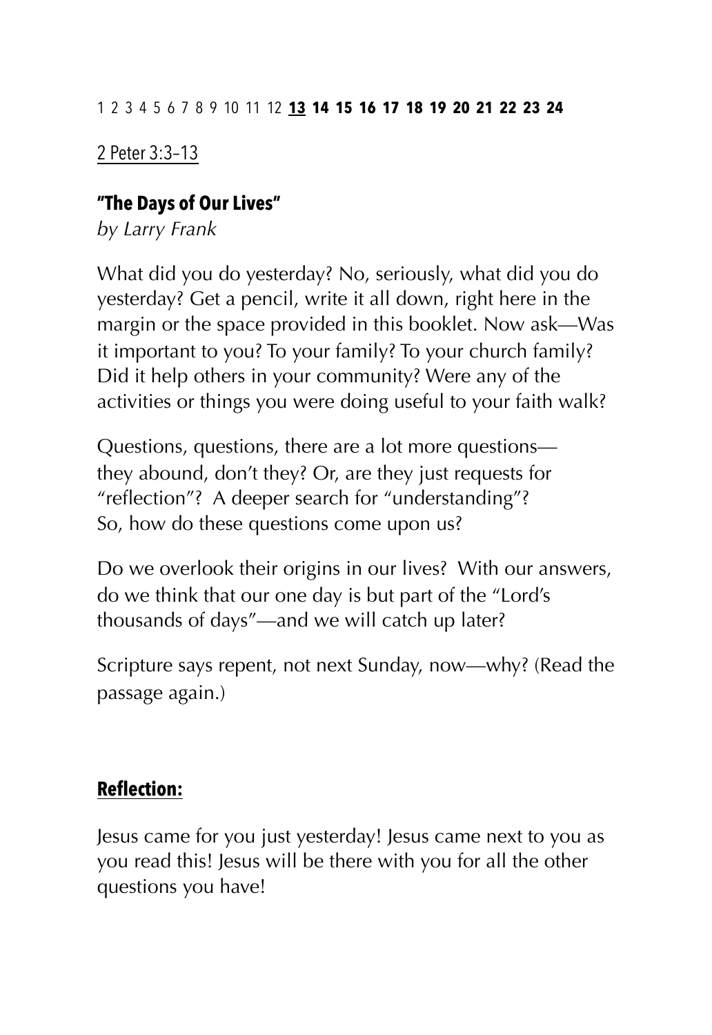2 Peter 3:3–13

## "The Days of Our Lives"

*by Larry Frank*

What did you do yesterday? No, seriously, what did you do yesterday? Get a pencil, write it all down, right here in the margin or the space provided in this booklet. Now ask—Was it important to you? To your family? To your church family? Did it help others in your community? Were any of the activities or things you were doing useful to your faith walk?

Questions, questions, there are a lot more questions—they abound, don't they? Or, are they just requests for "reflection"? A deeper search for "understanding"? So, how do these questions come upon us?

Do we overlook their origins in our lives? With our answers, do we think that our one day is but part of the "Lord's thousands of days"—and we will catch up later?

Scripture says repent, not next Sunday, now—why? (Read the passage again.)

### Reflection:

Jesus came for you just yesterday! Jesus came next to you as you read this! Jesus will be there with you for all the other questions you have!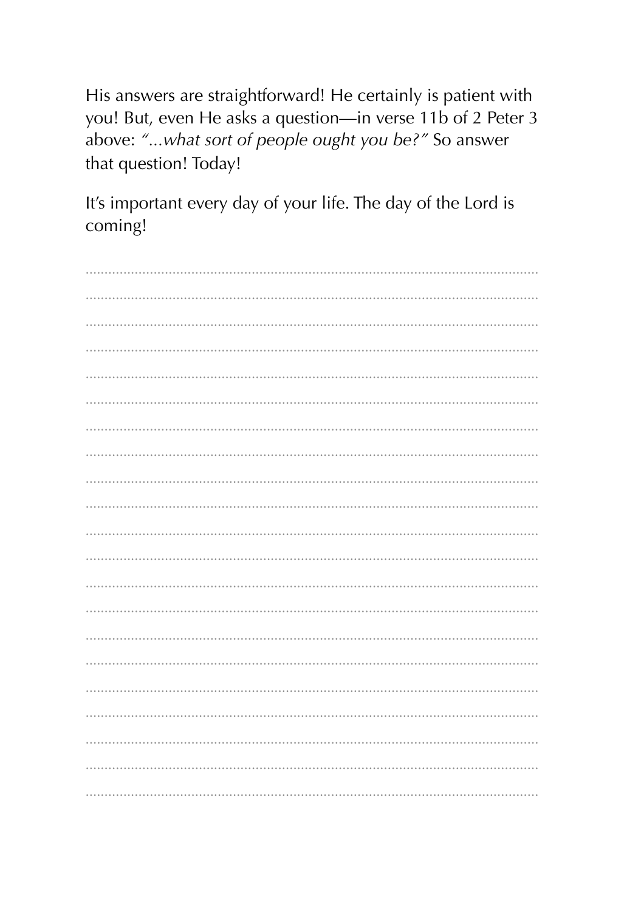His answers are straightforward! He certainly is patient with you! But, even He asks a question—in verse 11b of 2 Peter 3 above: *"...what sort of people ought you be?"* So answer that question! Today!

It's important every day of your life. The day of the Lord is coming!

.....................................................................................................................

.....................................................................................................................

.....................................................................................................................

.....................................................................................................................

.....................................................................................................................

.....................................................................................................................

.....................................................................................................................

.....................................................................................................................

.....................................................................................................................

.....................................................................................................................

.....................................................................................................................

.....................................................................................................................

.....................................................................................................................

.....................................................................................................................

.....................................................................................................................

.....................................................................................................................

.....................................................................................................................

.....................................................................................................................

.....................................................................................................................

.....................................................................................................................

.....................................................................................................................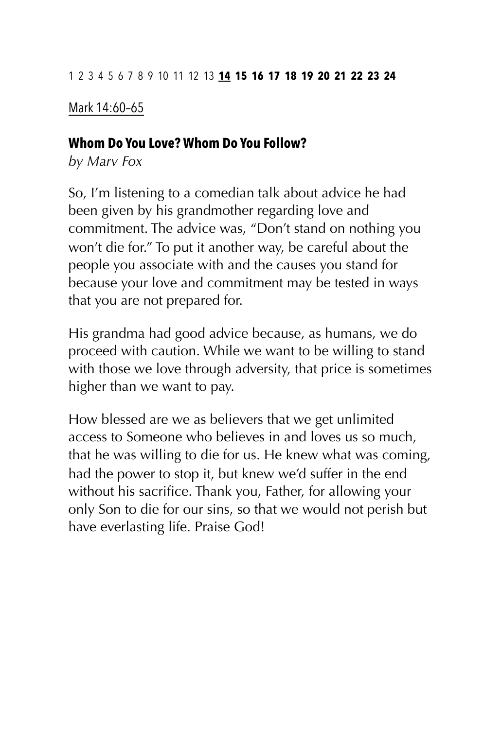1 2 3 4 5 6 7 8 9 10 11 12 13 **14** **15** **16** **17** **18** **19** **20** **21** **22** **23** **24**

Mark 14:60–65

## Whom Do You Love? Whom Do You Follow?

*by Marv Fox*

So, I'm listening to a comedian talk about advice he had been given by his grandmother regarding love and commitment. The advice was, "Don't stand on nothing you won't die for." To put it another way, be careful about the people you associate with and the causes you stand for because your love and commitment may be tested in ways that you are not prepared for.

His grandma had good advice because, as humans, we do proceed with caution. While we want to be willing to stand with those we love through adversity, that price is sometimes higher than we want to pay.

How blessed are we as believers that we get unlimited access to Someone who believes in and loves us so much, that he was willing to die for us. He knew what was coming, had the power to stop it, but knew we'd suffer in the end without his sacrifice. Thank you, Father, for allowing your only Son to die for our sins, so that we would not perish but have everlasting life. Praise God!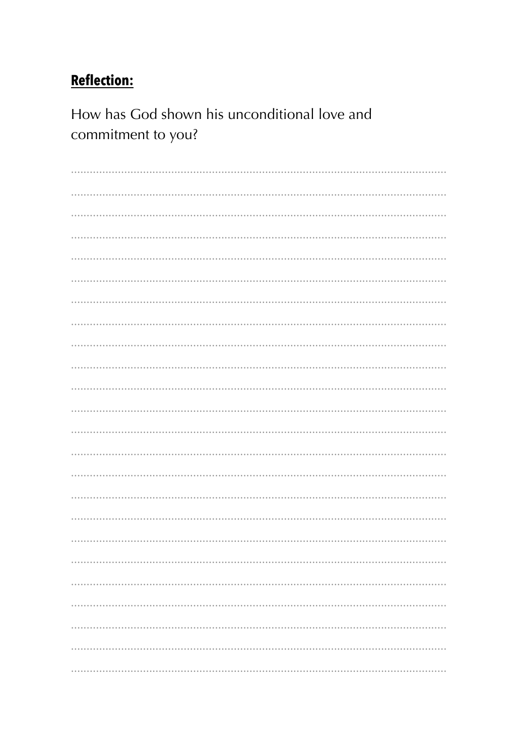**Reflection:**

How has God shown his unconditional love and commitment to you?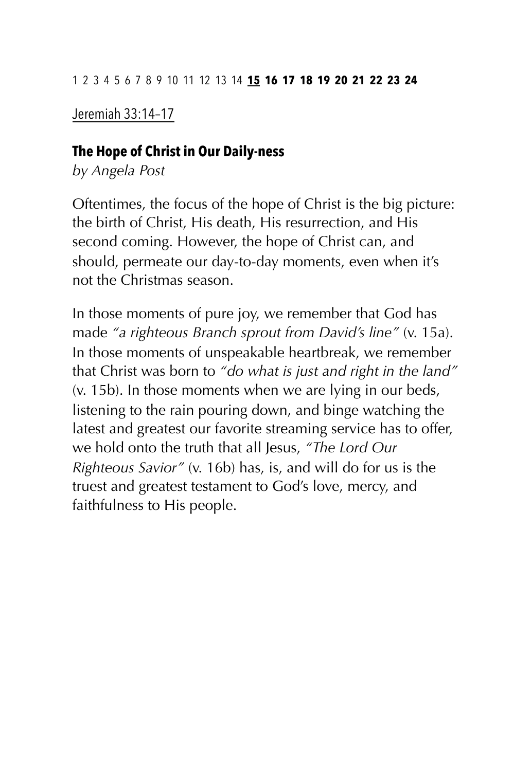1 2 3 4 5 6 7 8 9 10 11 12 13 14 **15** **16** **17** **18** **19** **20** **21** **22** **23** **24**

Jeremiah 33:14–17

## The Hope of Christ in Our Daily-ness

*by Angela Post*

Oftentimes, the focus of the hope of Christ is the big picture: the birth of Christ, His death, His resurrection, and His second coming. However, the hope of Christ can, and should, permeate our day-to-day moments, even when it's not the Christmas season.

In those moments of pure joy, we remember that God has made *"a righteous Branch sprout from David's line"* (v. 15a). In those moments of unspeakable heartbreak, we remember that Christ was born to *"do what is just and right in the land"* (v. 15b). In those moments when we are lying in our beds, listening to the rain pouring down, and binge watching the latest and greatest our favorite streaming service has to offer, we hold onto the truth that all Jesus, *"The Lord Our Righteous Savior"* (v. 16b) has, is, and will do for us is the truest and greatest testament to God's love, mercy, and faithfulness to His people.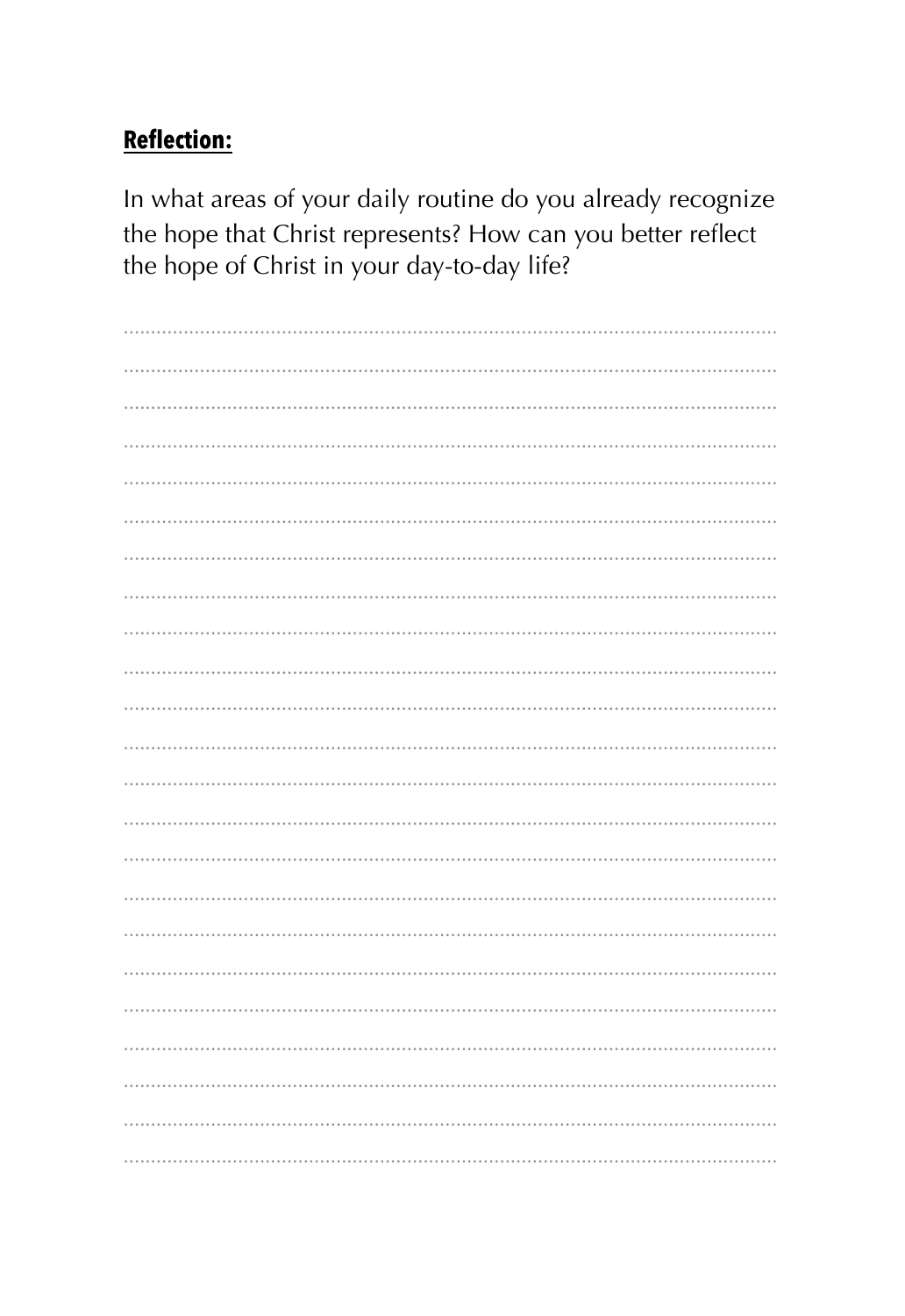**Reflection:**

In what areas of your daily routine do you already recognize the hope that Christ represents? How can you better reflect the hope of Christ in your day-to-day life?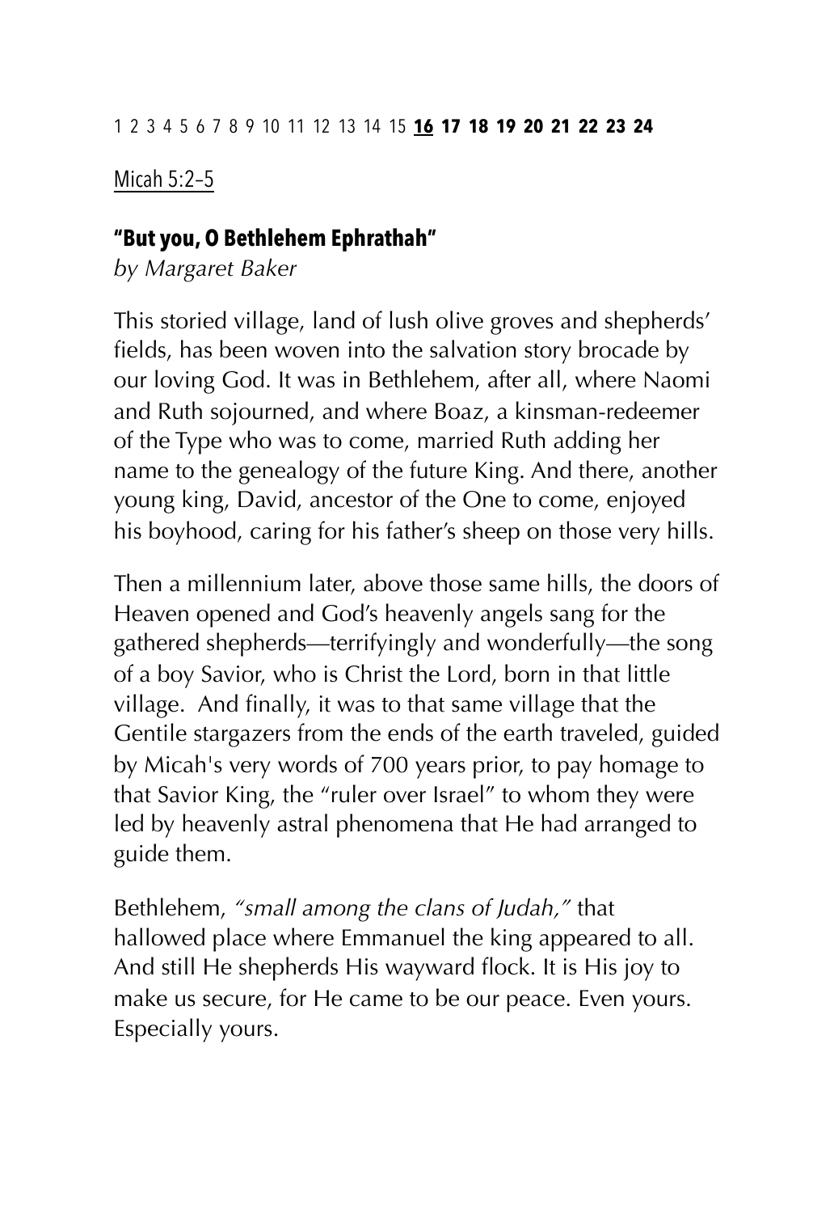1 2 3 4 5 6 7 8 9 10 11 12 13 14 15 **16** **17** **18** **19** **20** **21** **22** **23** **24**

Micah 5:2–5

### **"But you, O Bethlehem Ephrathah"**

*by Margaret Baker*

This storied village, land of lush olive groves and shepherds' fields, has been woven into the salvation story brocade by our loving God. It was in Bethlehem, after all, where Naomi and Ruth sojourned, and where Boaz, a kinsman-redeemer of the Type who was to come, married Ruth adding her name to the genealogy of the future King. And there, another young king, David, ancestor of the One to come, enjoyed his boyhood, caring for his father's sheep on those very hills.

Then a millennium later, above those same hills, the doors of Heaven opened and God's heavenly angels sang for the gathered shepherds—terrifyingly and wonderfully—the song of a boy Savior, who is Christ the Lord, born in that little village. And finally, it was to that same village that the Gentile stargazers from the ends of the earth traveled, guided by Micah's very words of 700 years prior, to pay homage to that Savior King, the "ruler over Israel" to whom they were led by heavenly astral phenomena that He had arranged to guide them.

Bethlehem, *"small among the clans of Judah,"* that hallowed place where Emmanuel the king appeared to all. And still He shepherds His wayward flock. It is His joy to make us secure, for He came to be our peace. Even yours. Especially yours.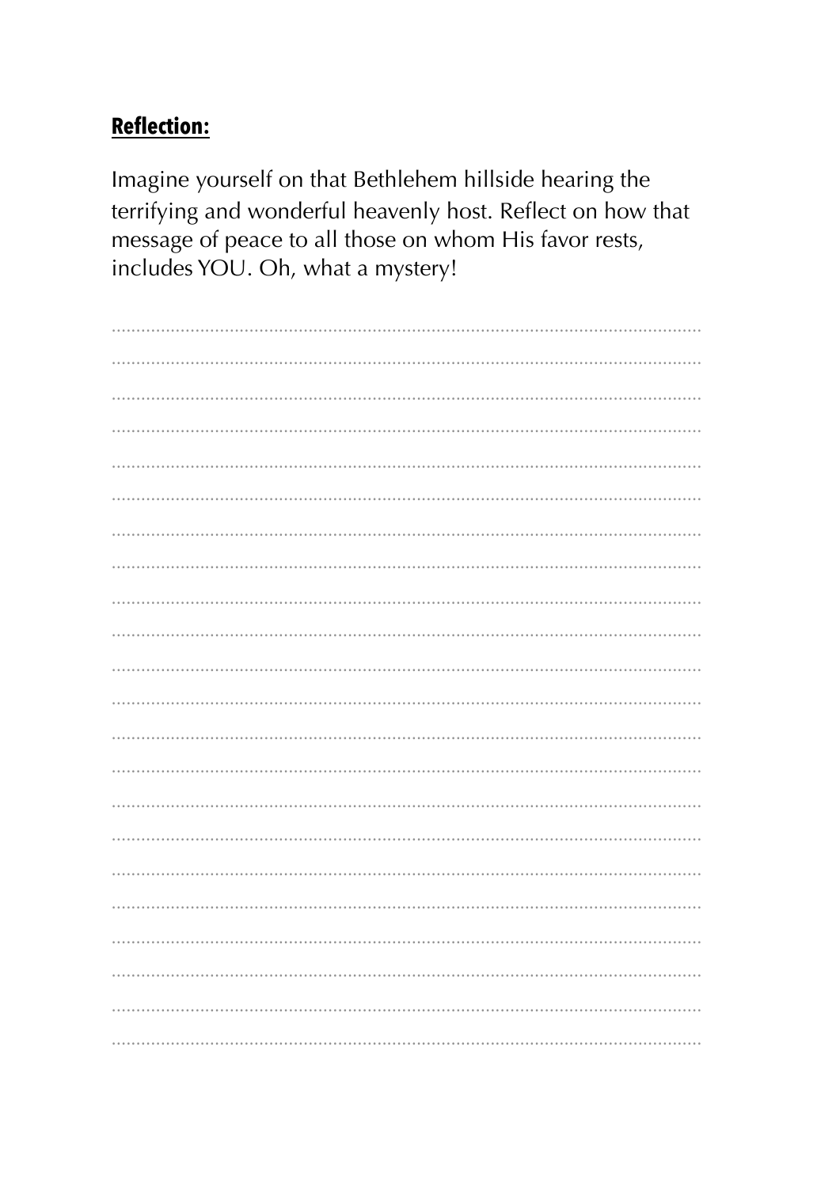**Reflection:**

Imagine yourself on that Bethlehem hillside hearing the terrifying and wonderful heavenly host. Reflect on how that message of peace to all those on whom His favor rests, includes YOU. Oh, what a mystery!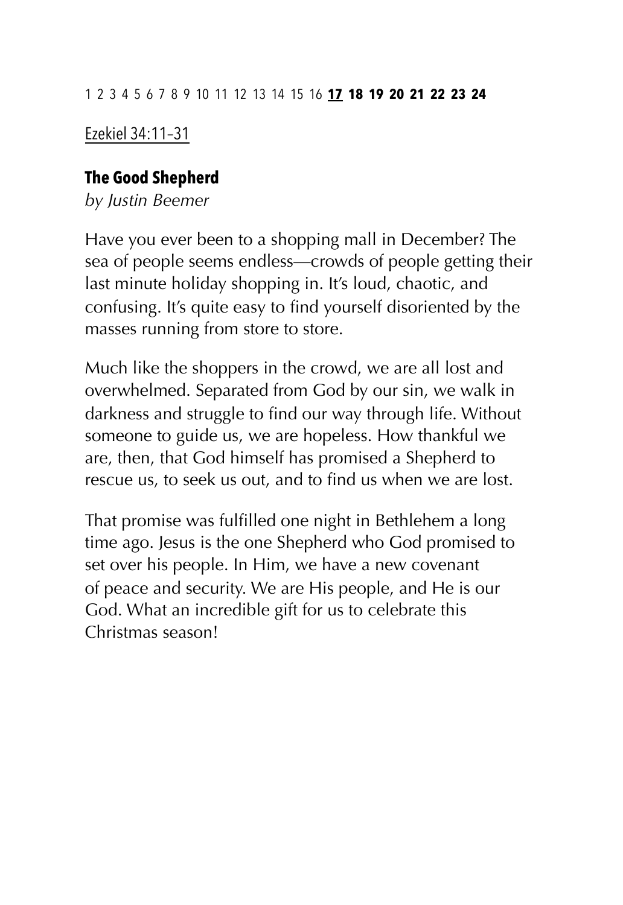1 2 3 4 5 6 7 8 9 10 11 12 13 14 15 16 **17** **18** **19** **20** **21** **22** **23** **24**

Ezekiel 34:11–31

### The Good Shepherd

*by Justin Beemer*

Have you ever been to a shopping mall in December? The sea of people seems endless—crowds of people getting their last minute holiday shopping in. It's loud, chaotic, and confusing. It's quite easy to find yourself disoriented by the masses running from store to store.

Much like the shoppers in the crowd, we are all lost and overwhelmed. Separated from God by our sin, we walk in darkness and struggle to find our way through life. Without someone to guide us, we are hopeless. How thankful we are, then, that God himself has promised a Shepherd to rescue us, to seek us out, and to find us when we are lost.

That promise was fulfilled one night in Bethlehem a long time ago. Jesus is the one Shepherd who God promised to set over his people. In Him, we have a new covenant of peace and security. We are His people, and He is our God. What an incredible gift for us to celebrate this Christmas season!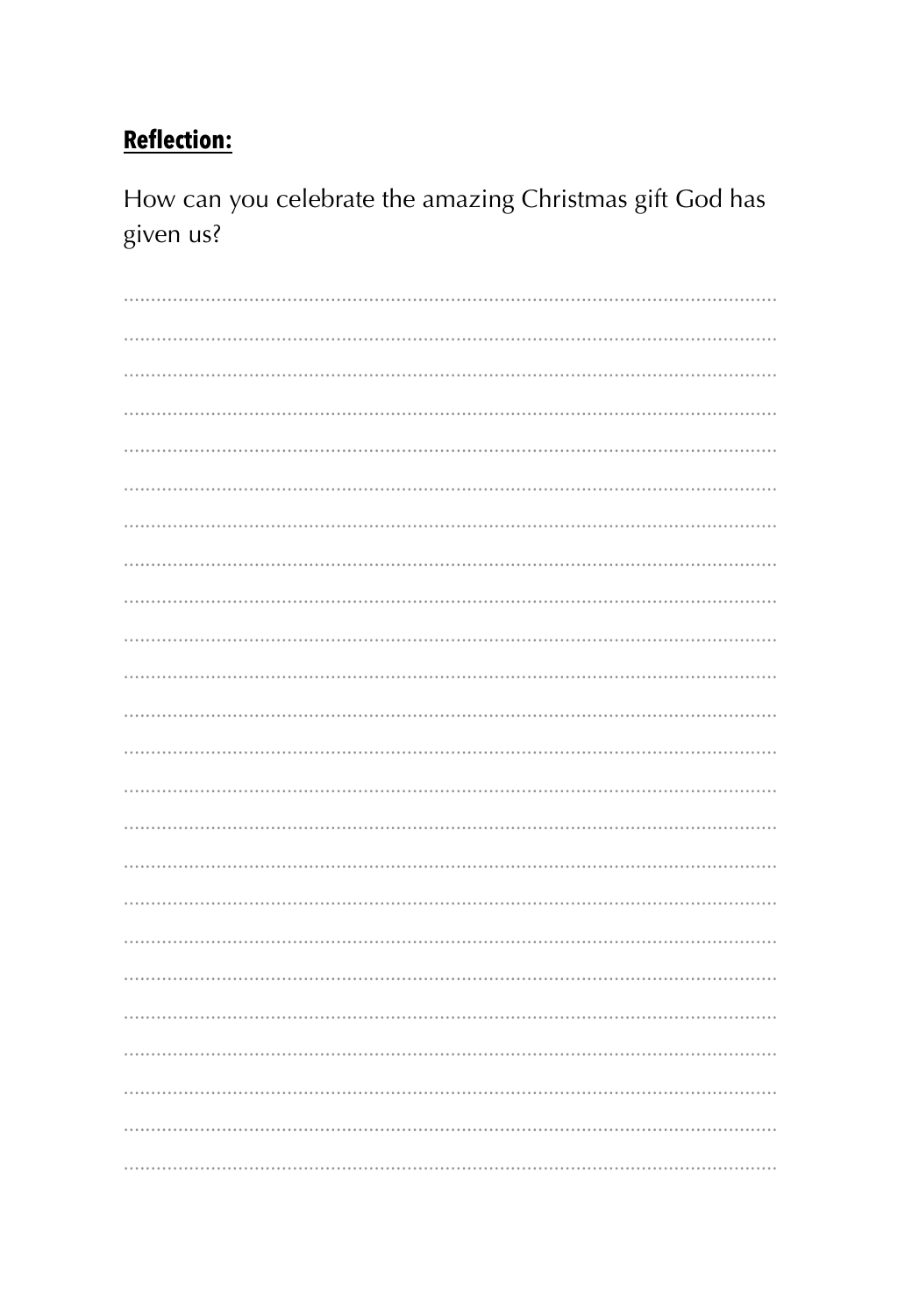**Reflection:**

How can you celebrate the amazing Christmas gift God has given us?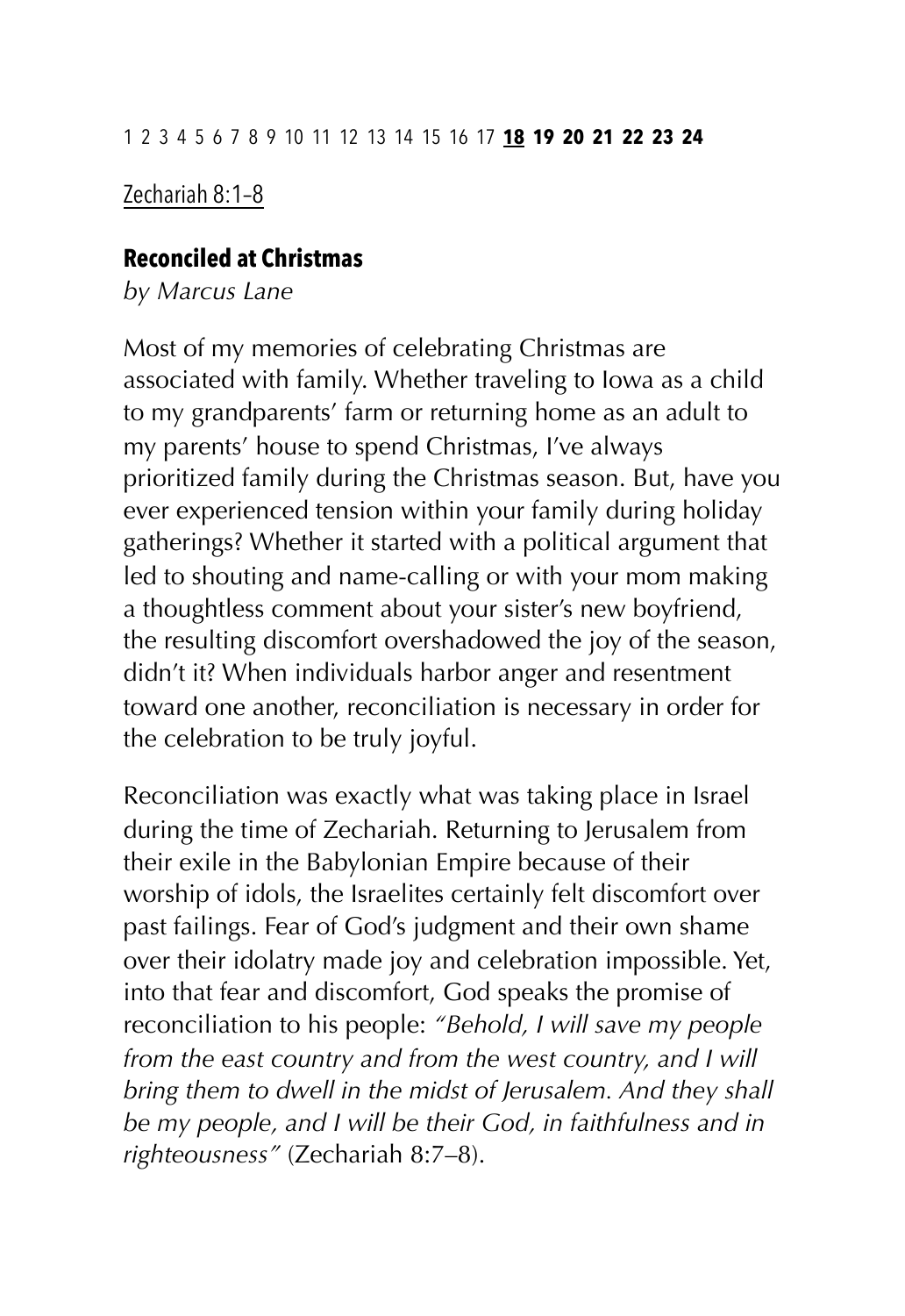1 2 3 4 5 6 7 8 9 10 11 12 13 14 15 16 17 **18** **19** **20** **21** **22** **23** **24**

Zechariah 8:1–8

## Reconciled at Christmas

*by Marcus Lane*

Most of my memories of celebrating Christmas are associated with family. Whether traveling to Iowa as a child to my grandparents' farm or returning home as an adult to my parents' house to spend Christmas, I've always prioritized family during the Christmas season. But, have you ever experienced tension within your family during holiday gatherings? Whether it started with a political argument that led to shouting and name-calling or with your mom making a thoughtless comment about your sister's new boyfriend, the resulting discomfort overshadowed the joy of the season, didn't it? When individuals harbor anger and resentment toward one another, reconciliation is necessary in order for the celebration to be truly joyful.

Reconciliation was exactly what was taking place in Israel during the time of Zechariah. Returning to Jerusalem from their exile in the Babylonian Empire because of their worship of idols, the Israelites certainly felt discomfort over past failings. Fear of God's judgment and their own shame over their idolatry made joy and celebration impossible. Yet, into that fear and discomfort, God speaks the promise of reconciliation to his people: *"Behold, I will save my people from the east country and from the west country, and I will bring them to dwell in the midst of Jerusalem. And they shall be my people, and I will be their God, in faithfulness and in righteousness"* (Zechariah 8:7–8).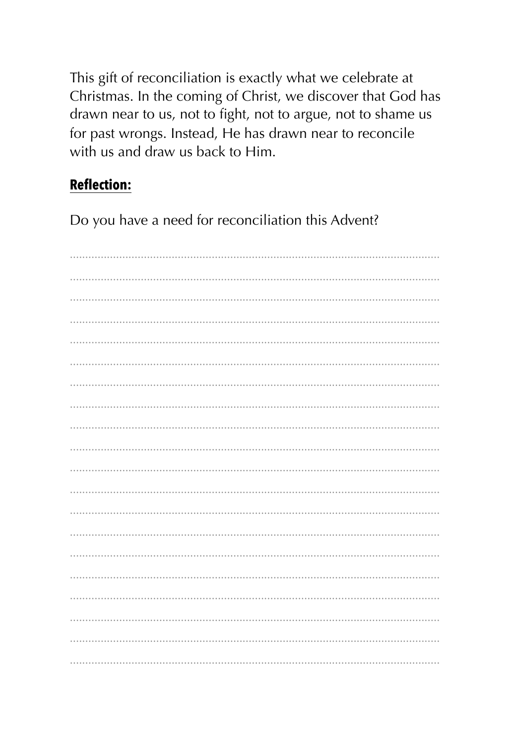This gift of reconciliation is exactly what we celebrate at Christmas. In the coming of Christ, we discover that God has drawn near to us, not to fight, not to argue, not to shame us for past wrongs. Instead, He has drawn near to reconcile with us and draw us back to Him.

**Reflection:**

Do you have a need for reconciliation this Advent?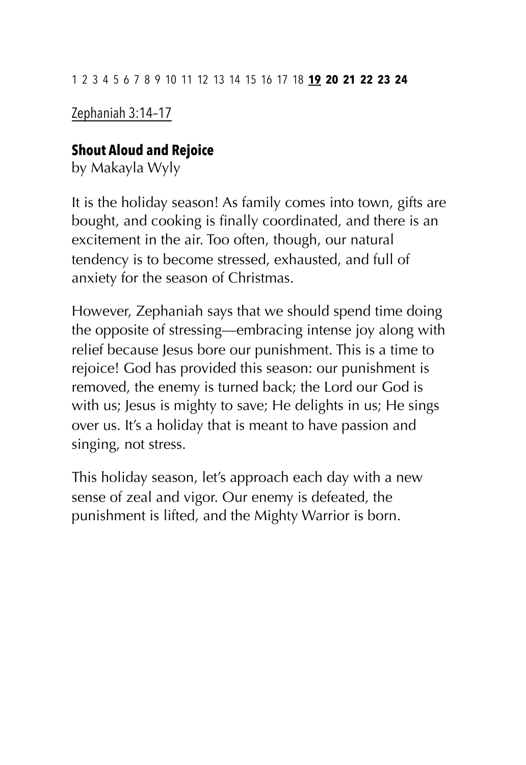1 2 3 4 5 6 7 8 9 10 11 12 13 14 15 16 17 18 **19** **20** **21** **22** **23** **24**

Zephaniah 3:14–17

## Shout Aloud and Rejoice

by Makayla Wyly

It is the holiday season! As family comes into town, gifts are bought, and cooking is finally coordinated, and there is an excitement in the air. Too often, though, our natural tendency is to become stressed, exhausted, and full of anxiety for the season of Christmas.

However, Zephaniah says that we should spend time doing the opposite of stressing—embracing intense joy along with relief because Jesus bore our punishment. This is a time to rejoice! God has provided this season: our punishment is removed, the enemy is turned back; the Lord our God is with us; Jesus is mighty to save; He delights in us; He sings over us. It's a holiday that is meant to have passion and singing, not stress.

This holiday season, let's approach each day with a new sense of zeal and vigor. Our enemy is defeated, the punishment is lifted, and the Mighty Warrior is born.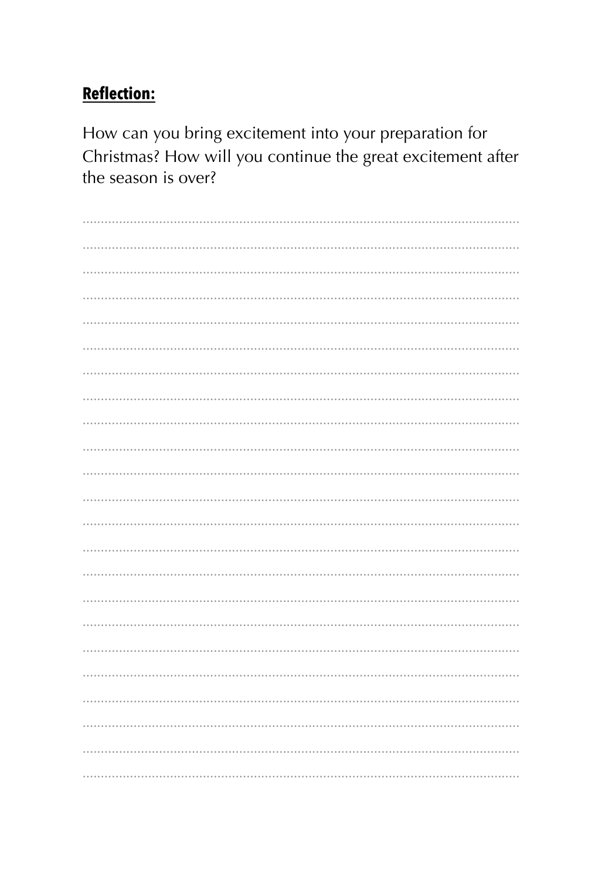**Reflection:**

How can you bring excitement into your preparation for Christmas? How will you continue the great excitement after the season is over?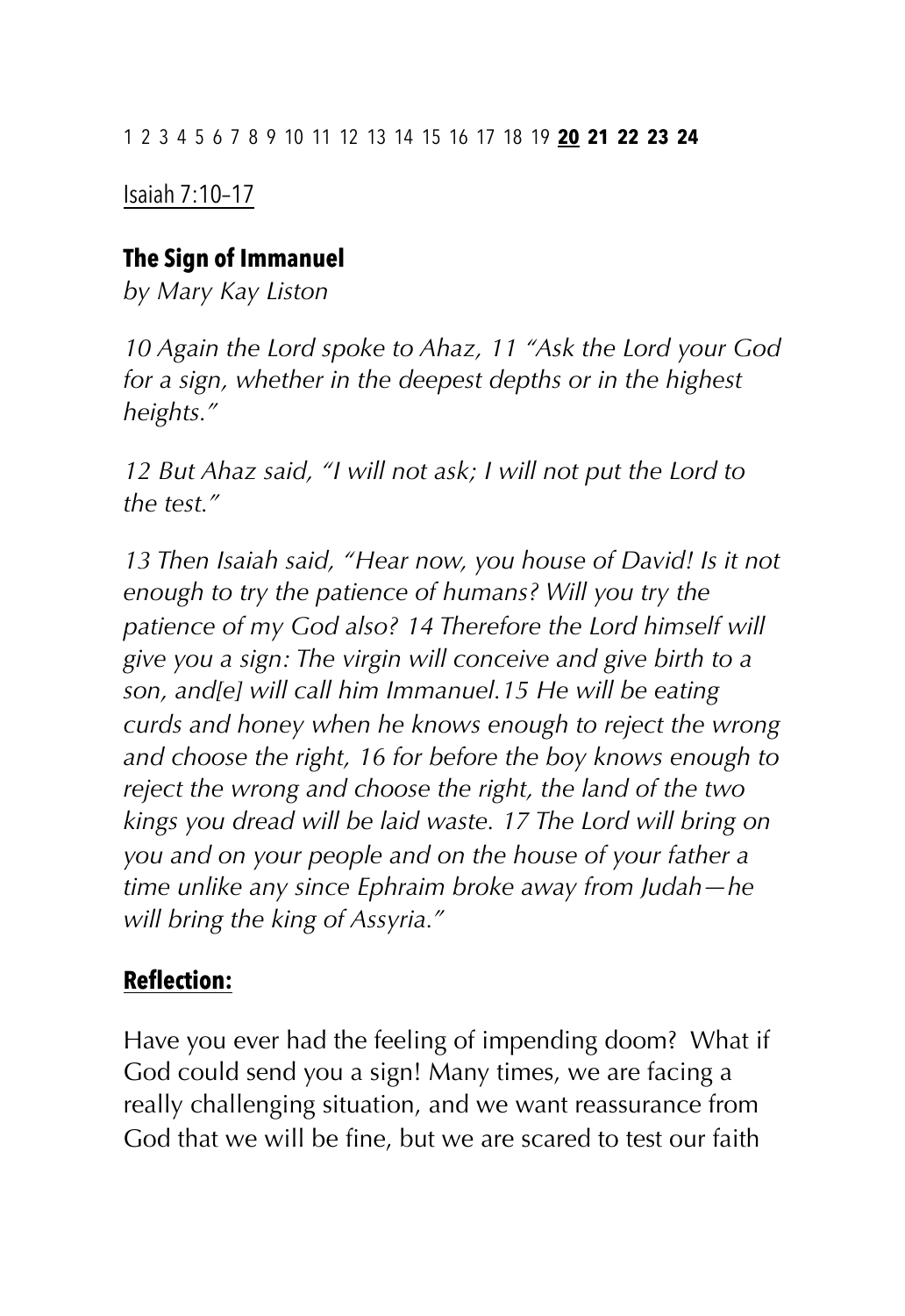1 2 3 4 5 6 7 8 9 10 11 12 13 14 15 16 17 18 19 **20** **21** **22** **23** **24**

Isaiah 7:10–17

### The Sign of Immanuel

*by Mary Kay Liston*

*10 Again the Lord spoke to Ahaz, 11 "Ask the Lord your God for a sign, whether in the deepest depths or in the highest heights."*

*12 But Ahaz said, "I will not ask; I will not put the Lord to the test."*

*13 Then Isaiah said, "Hear now, you house of David! Is it not enough to try the patience of humans? Will you try the patience of my God also? 14 Therefore the Lord himself will give you a sign: The virgin will conceive and give birth to a son, and[e] will call him Immanuel.15 He will be eating curds and honey when he knows enough to reject the wrong and choose the right, 16 for before the boy knows enough to reject the wrong and choose the right, the land of the two kings you dread will be laid waste. 17 The Lord will bring on you and on your people and on the house of your father a time unlike any since Ephraim broke away from Judah—he will bring the king of Assyria."*

### Reflection:

Have you ever had the feeling of impending doom? What if God could send you a sign! Many times, we are facing a really challenging situation, and we want reassurance from God that we will be fine, but we are scared to test our faith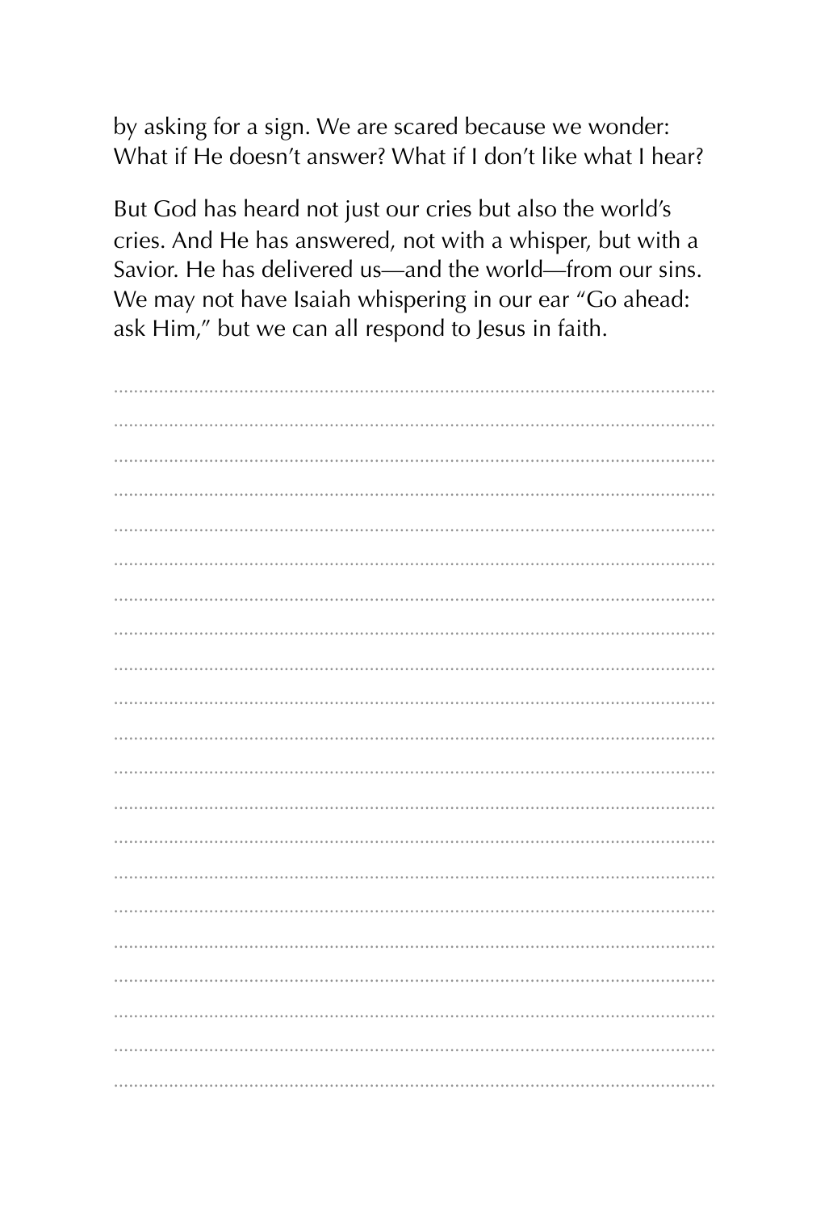by asking for a sign. We are scared because we wonder: What if He doesn't answer? What if I don't like what I hear?

But God has heard not just our cries but also the world's cries. And He has answered, not with a whisper, but with a Savior. He has delivered us—and the world—from our sins. We may not have Isaiah whispering in our ear "Go ahead: ask Him," but we can all respond to Jesus in faith.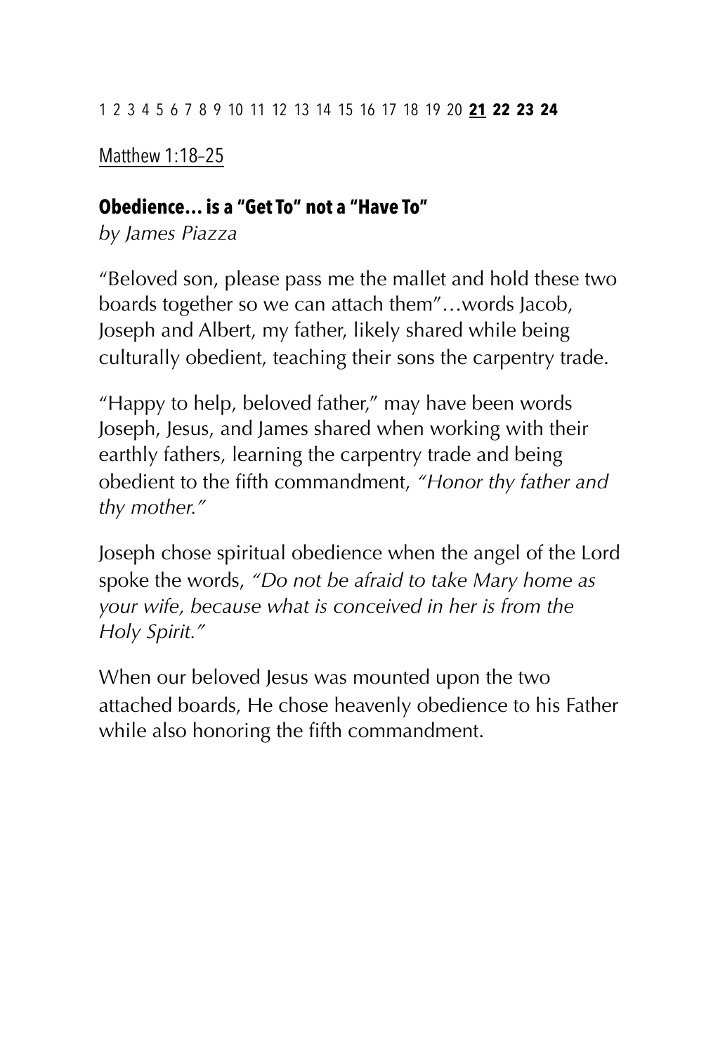1 2 3 4 5 6 7 8 9 10 11 12 13 14 15 16 17 18 19 20 **21** **22** **23** **24**

Matthew 1:18–25

### **Obedience… is a "Get To" not a "Have To"**

*by James Piazza*

"Beloved son, please pass me the mallet and hold these two boards together so we can attach them"…words Jacob, Joseph and Albert, my father, likely shared while being culturally obedient, teaching their sons the carpentry trade.

"Happy to help, beloved father," may have been words Joseph, Jesus, and James shared when working with their earthly fathers, learning the carpentry trade and being obedient to the fifth commandment, *"Honor thy father and thy mother."*

Joseph chose spiritual obedience when the angel of the Lord spoke the words, *"Do not be afraid to take Mary home as your wife, because what is conceived in her is from the Holy Spirit."*

When our beloved Jesus was mounted upon the two attached boards, He chose heavenly obedience to his Father while also honoring the fifth commandment.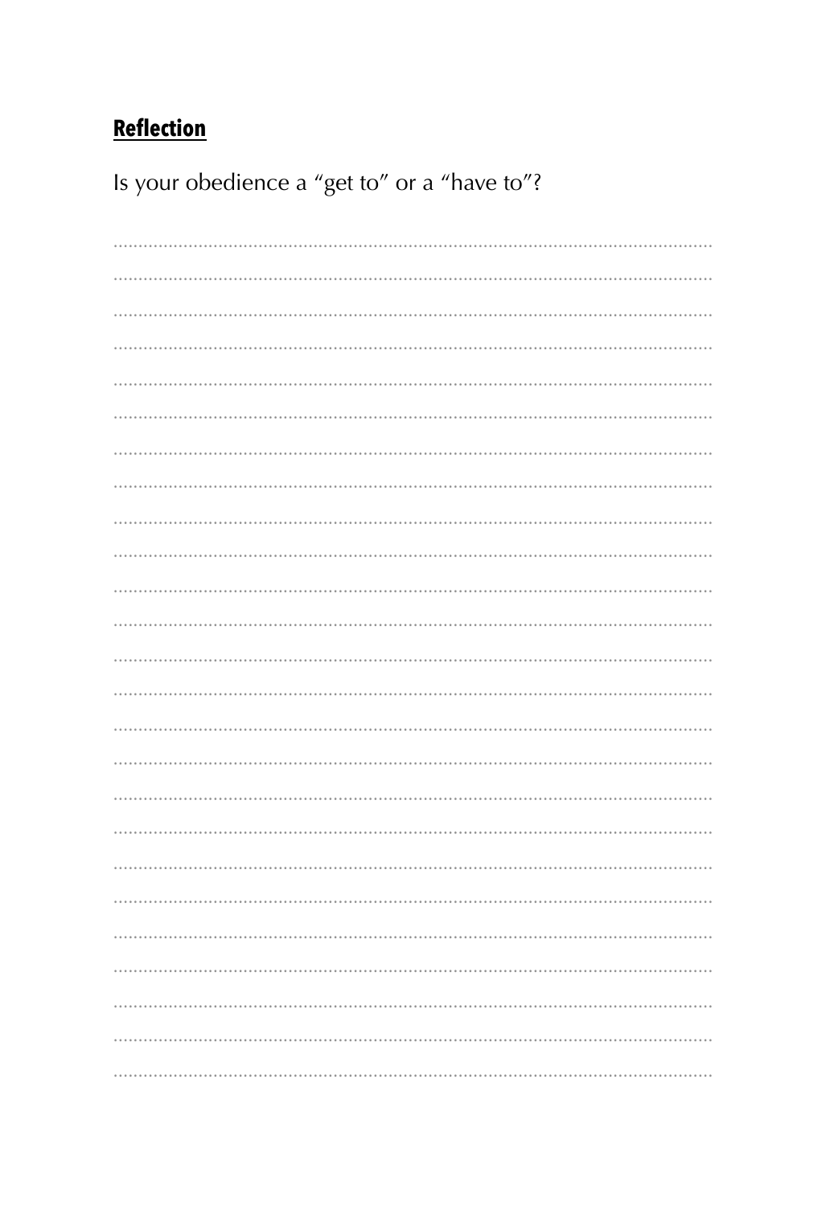**Reflection**

Is your obedience a "get to" or a "have to"?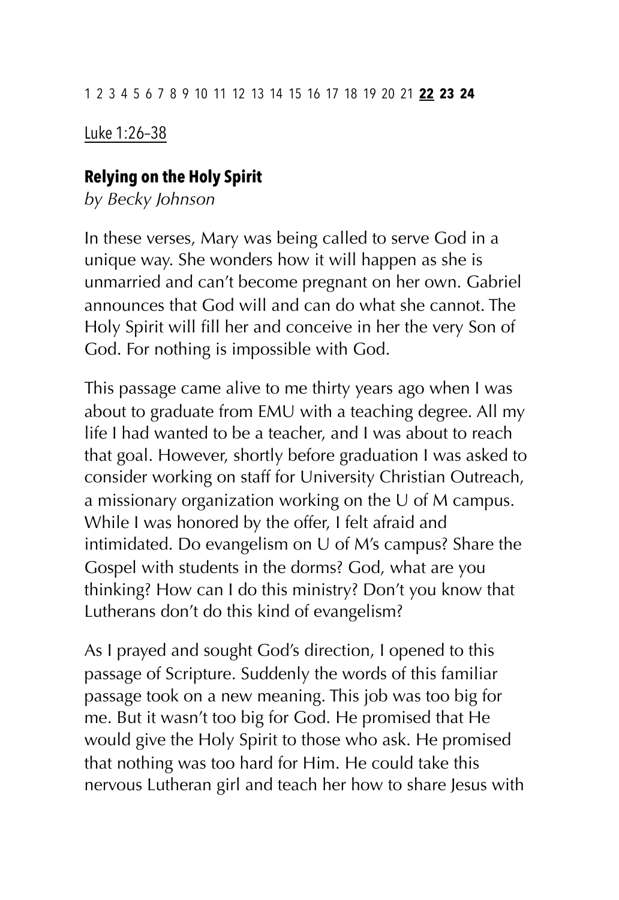1 2 3 4 5 6 7 8 9 10 11 12 13 14 15 16 17 18 19 20 21 **22** **23** **24**

Luke 1:26–38

## Relying on the Holy Spirit

*by Becky Johnson*

In these verses, Mary was being called to serve God in a unique way. She wonders how it will happen as she is unmarried and can't become pregnant on her own. Gabriel announces that God will and can do what she cannot. The Holy Spirit will fill her and conceive in her the very Son of God. For nothing is impossible with God.

This passage came alive to me thirty years ago when I was about to graduate from EMU with a teaching degree. All my life I had wanted to be a teacher, and I was about to reach that goal. However, shortly before graduation I was asked to consider working on staff for University Christian Outreach, a missionary organization working on the U of M campus. While I was honored by the offer, I felt afraid and intimidated. Do evangelism on U of M's campus? Share the Gospel with students in the dorms? God, what are you thinking? How can I do this ministry? Don't you know that Lutherans don't do this kind of evangelism?

As I prayed and sought God's direction, I opened to this passage of Scripture. Suddenly the words of this familiar passage took on a new meaning. This job was too big for me. But it wasn't too big for God. He promised that He would give the Holy Spirit to those who ask. He promised that nothing was too hard for Him. He could take this nervous Lutheran girl and teach her how to share Jesus with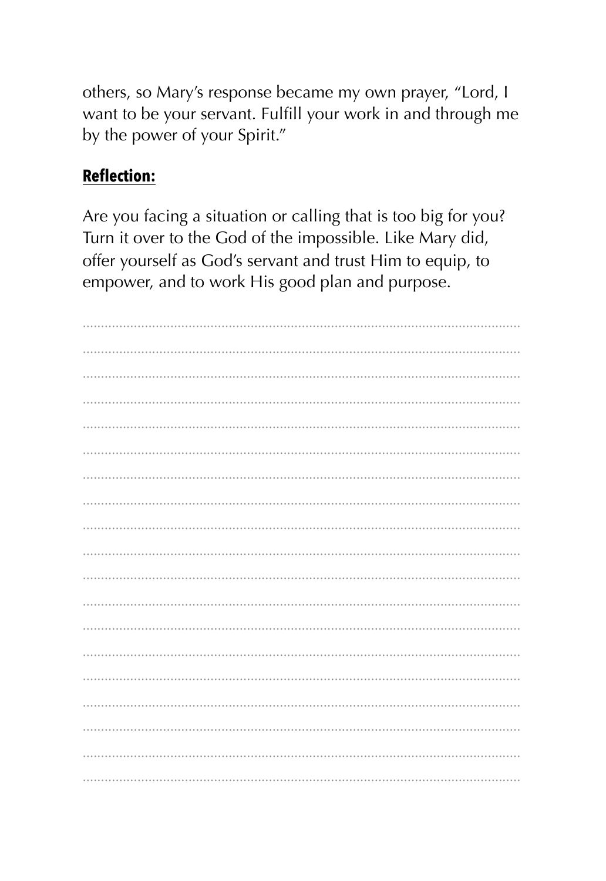others, so Mary's response became my own prayer, "Lord, I want to be your servant. Fulfill your work in and through me by the power of your Spirit."

**Reflection:**

Are you facing a situation or calling that is too big for you? Turn it over to the God of the impossible. Like Mary did, offer yourself as God's servant and trust Him to equip, to empower, and to work His good plan and purpose.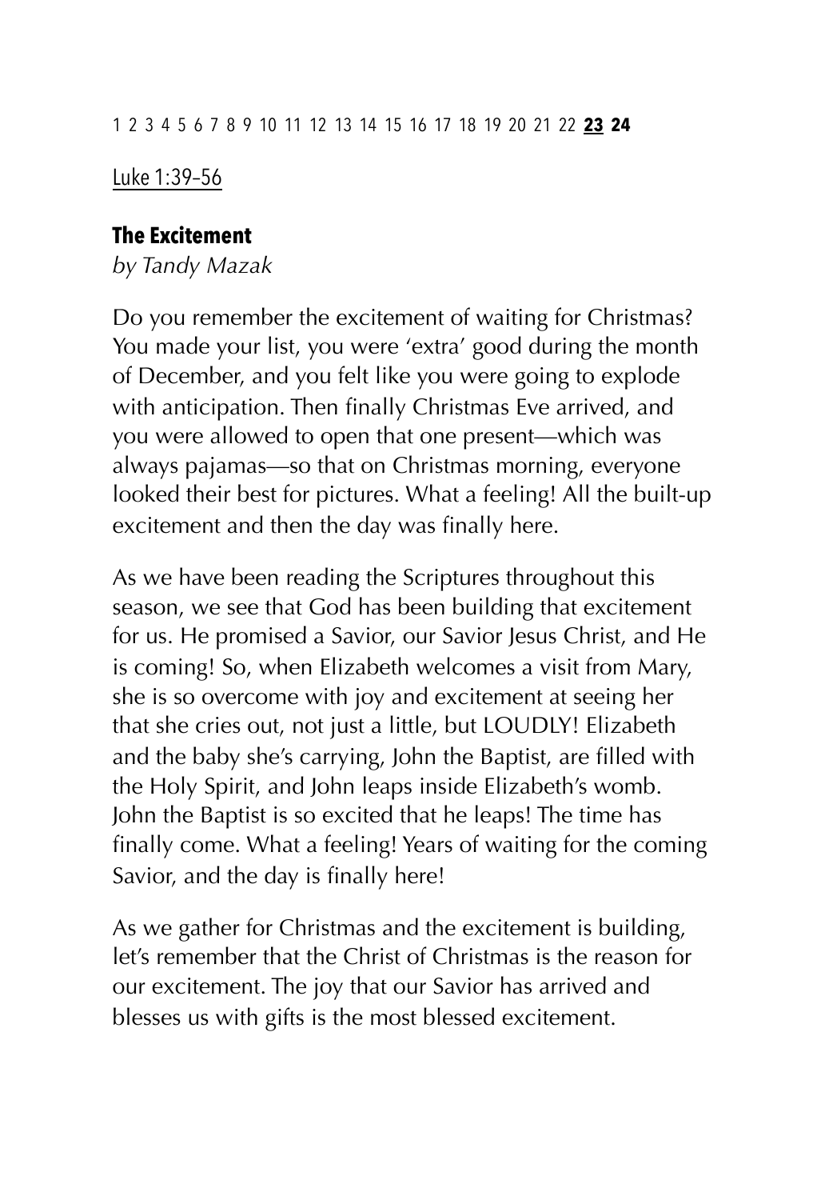1 2 3 4 5 6 7 8 9 10 11 12 13 14 15 16 17 18 19 20 21 22 **23** **24**

Luke 1:39–56

### The Excitement

*by Tandy Mazak*

Do you remember the excitement of waiting for Christmas? You made your list, you were 'extra' good during the month of December, and you felt like you were going to explode with anticipation. Then finally Christmas Eve arrived, and you were allowed to open that one present—which was always pajamas—so that on Christmas morning, everyone looked their best for pictures. What a feeling! All the built-up excitement and then the day was finally here.

As we have been reading the Scriptures throughout this season, we see that God has been building that excitement for us. He promised a Savior, our Savior Jesus Christ, and He is coming! So, when Elizabeth welcomes a visit from Mary, she is so overcome with joy and excitement at seeing her that she cries out, not just a little, but LOUDLY! Elizabeth and the baby she's carrying, John the Baptist, are filled with the Holy Spirit, and John leaps inside Elizabeth's womb. John the Baptist is so excited that he leaps! The time has finally come. What a feeling! Years of waiting for the coming Savior, and the day is finally here!

As we gather for Christmas and the excitement is building, let's remember that the Christ of Christmas is the reason for our excitement. The joy that our Savior has arrived and blesses us with gifts is the most blessed excitement.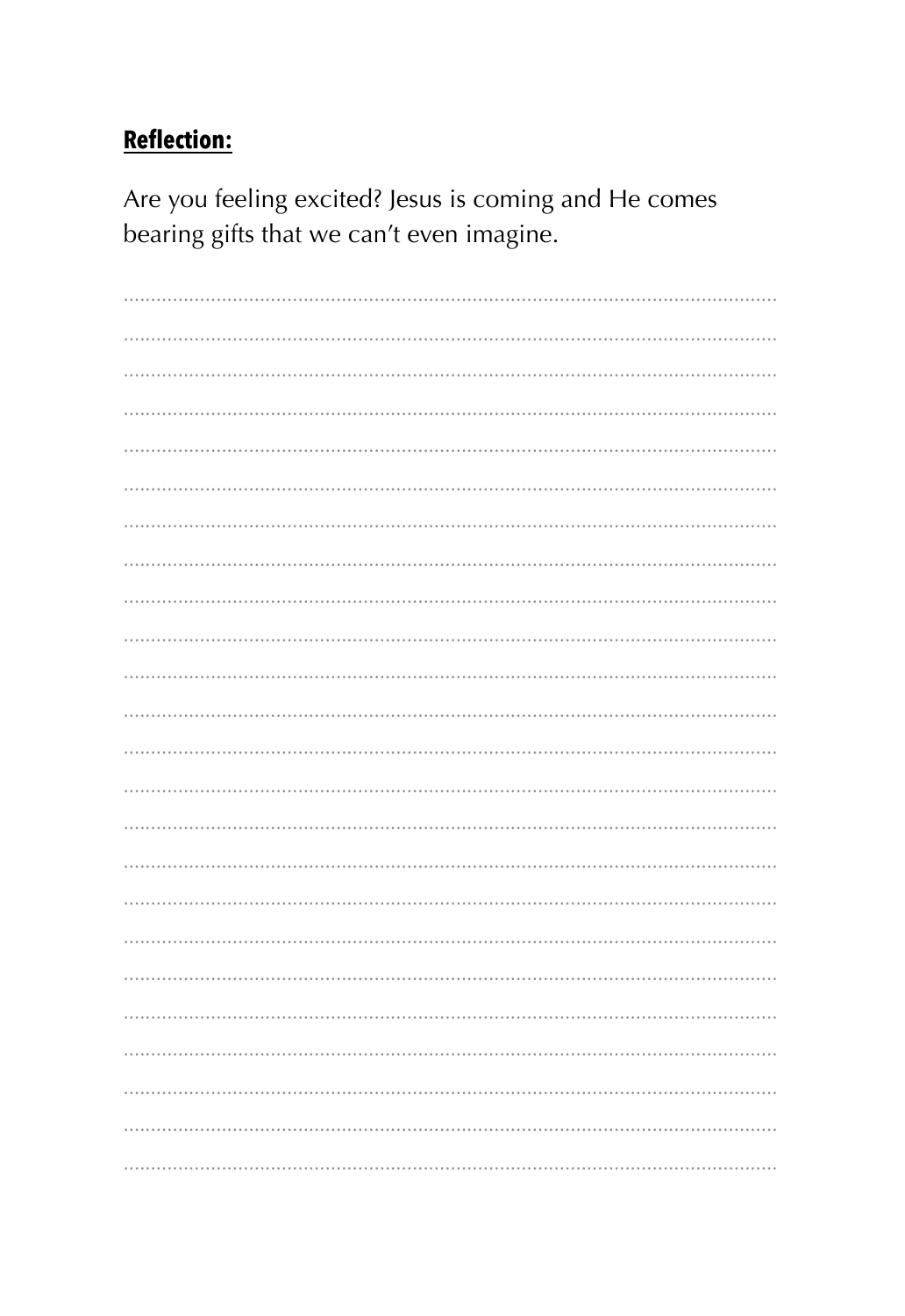**Reflection:**

Are you feeling excited? Jesus is coming and He comes bearing gifts that we can't even imagine.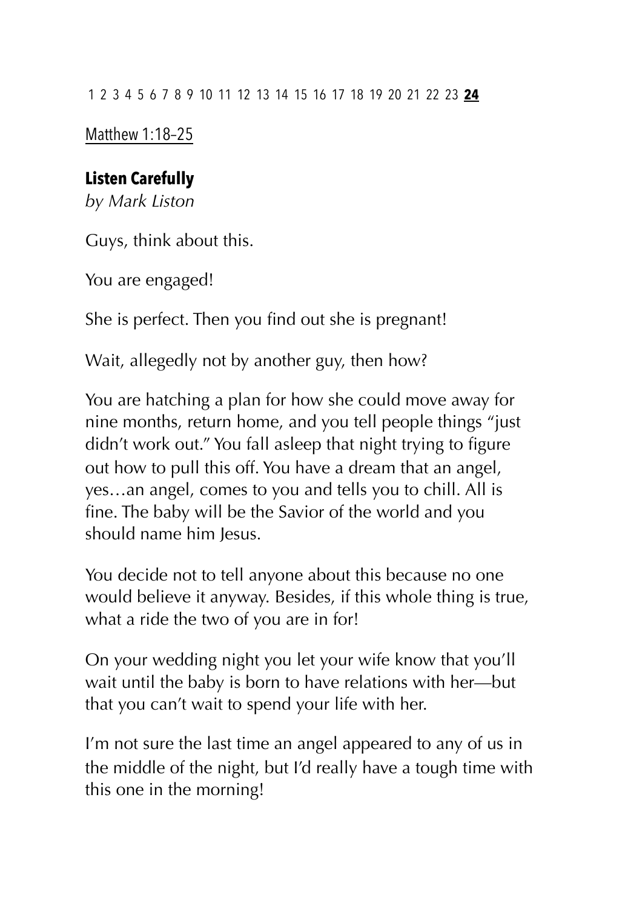1 2 3 4 5 6 7 8 9 10 11 12 13 14 15 16 17 18 19 20 21 22 23 **24**

Matthew 1:18–25

### Listen Carefully

*by Mark Liston*

Guys, think about this.

You are engaged!

She is perfect. Then you find out she is pregnant!

Wait, allegedly not by another guy, then how?

You are hatching a plan for how she could move away for nine months, return home, and you tell people things "just didn't work out." You fall asleep that night trying to figure out how to pull this off. You have a dream that an angel, yes…an angel, comes to you and tells you to chill. All is fine. The baby will be the Savior of the world and you should name him Jesus.

You decide not to tell anyone about this because no one would believe it anyway. Besides, if this whole thing is true, what a ride the two of you are in for!

On your wedding night you let your wife know that you'll wait until the baby is born to have relations with her—but that you can't wait to spend your life with her.

I'm not sure the last time an angel appeared to any of us in the middle of the night, but I'd really have a tough time with this one in the morning!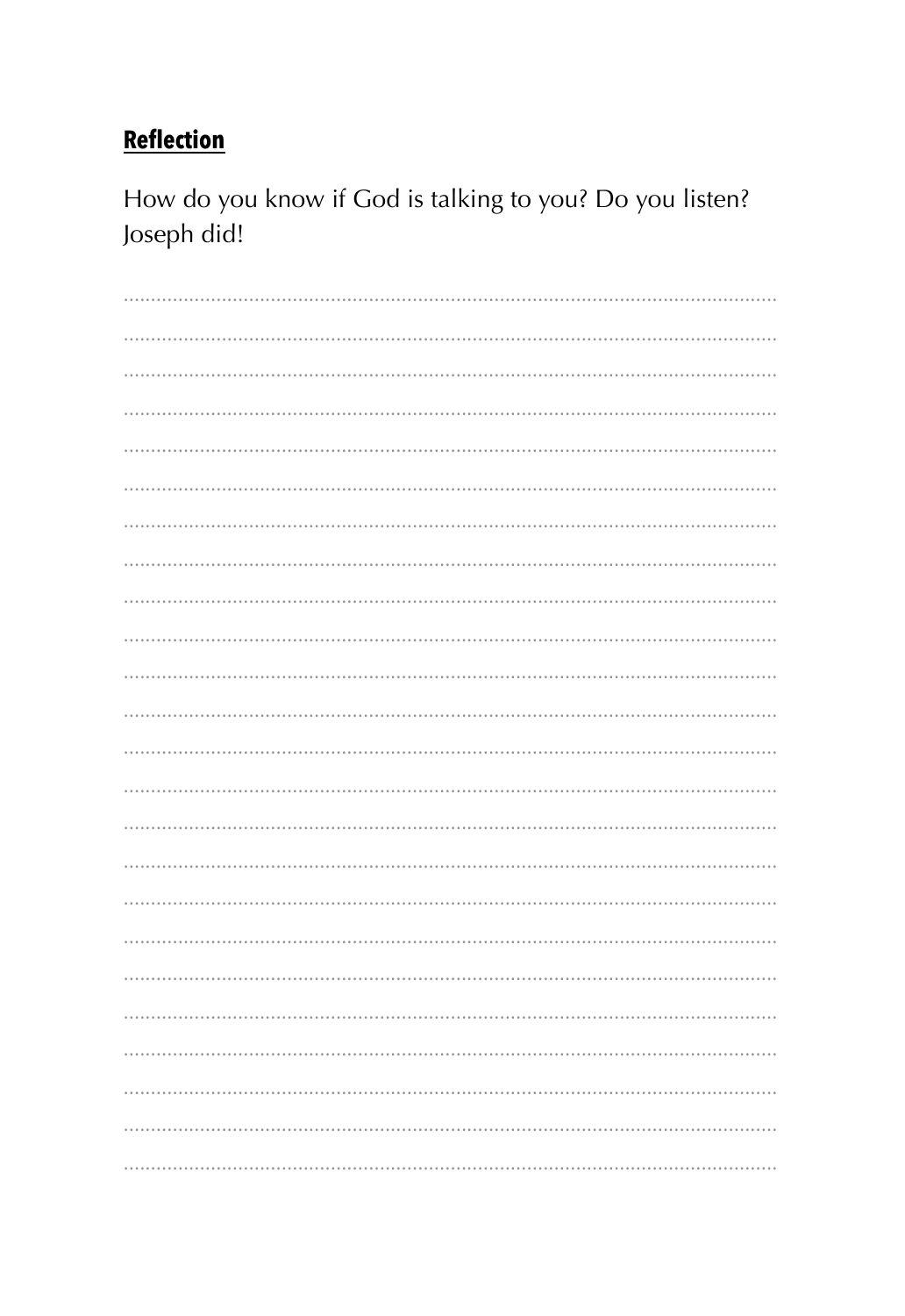**Reflection**

How do you know if God is talking to you? Do you listen? Joseph did!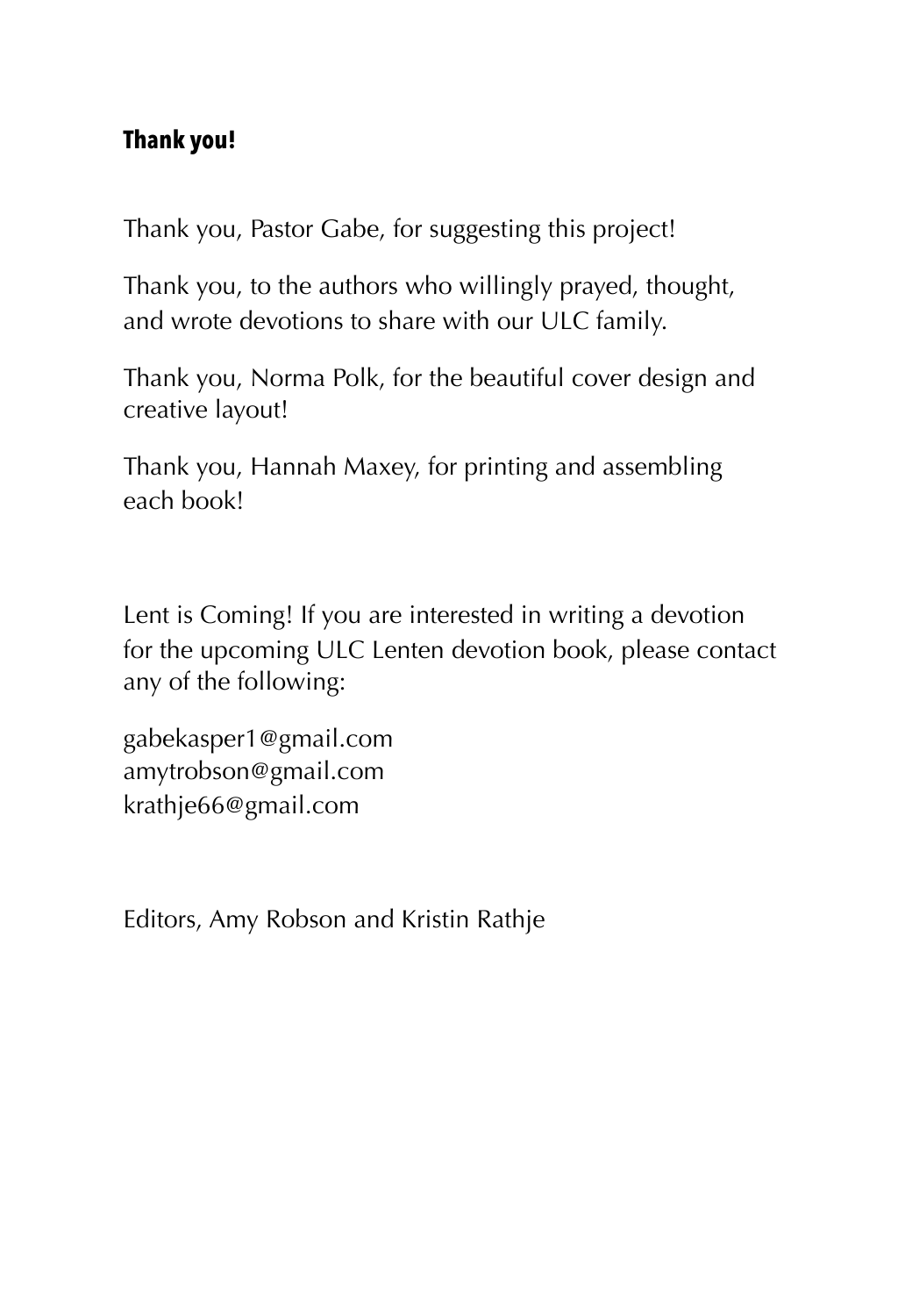**Thank you!**

Thank you, Pastor Gabe, for suggesting this project!

Thank you, to the authors who willingly prayed, thought, and wrote devotions to share with our ULC family.

Thank you, Norma Polk, for the beautiful cover design and creative layout!

Thank you, Hannah Maxey, for printing and assembling each book!

Lent is Coming! If you are interested in writing a devotion for the upcoming ULC Lenten devotion book, please contact any of the following:

gabekasper1@gmail.com
amytrobson@gmail.com
krathje66@gmail.com

Editors, Amy Robson and Kristin Rathje